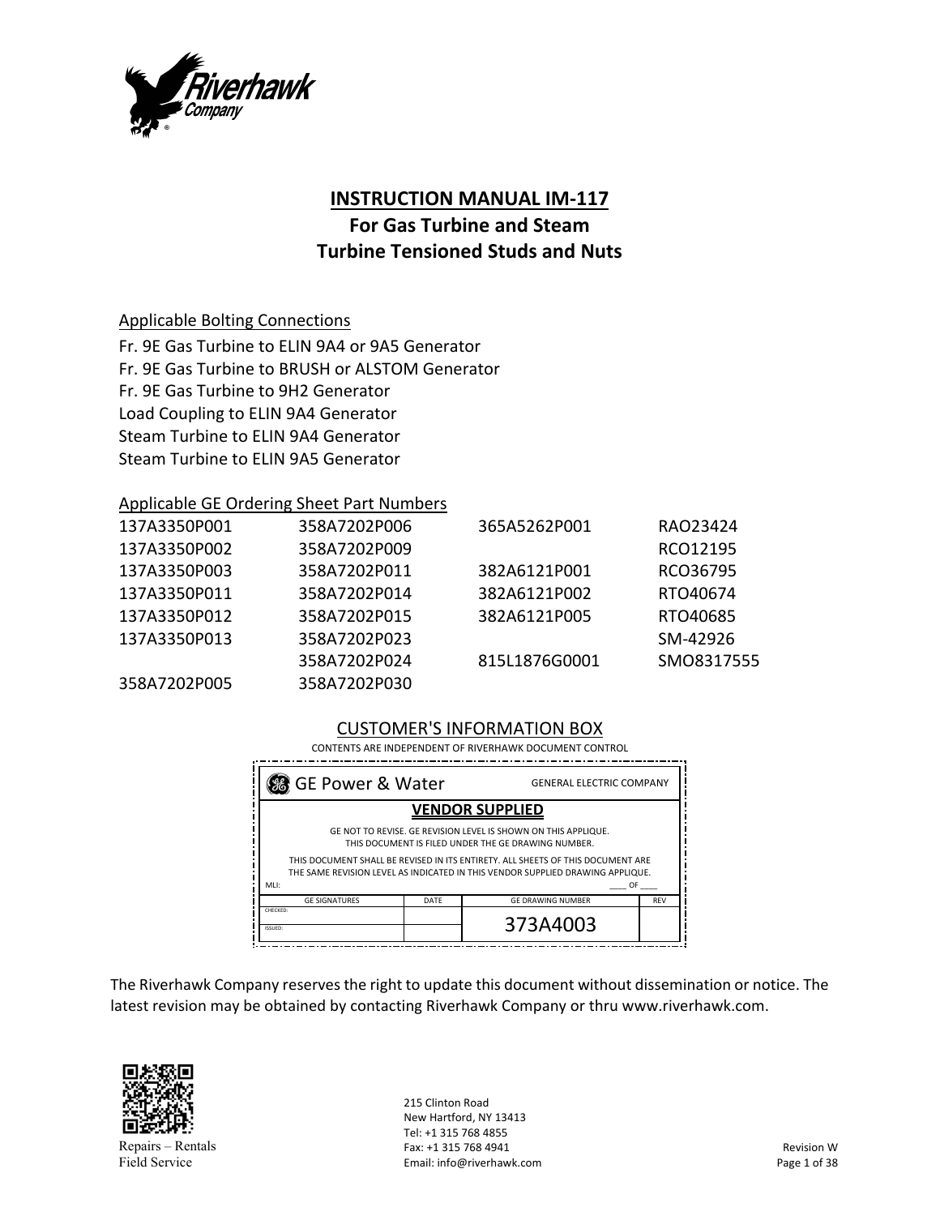# INSTRUCTION MANUAL IM-117

## For Gas Turbine and Steam Turbine Tensioned Studs and Nuts

Applicable Bolting Connections

Fr. 9E Gas Turbine to ELIN 9A4 or 9A5 Generator
Fr. 9E Gas Turbine to BRUSH or ALSTOM Generator
Fr. 9E Gas Turbine to 9H2 Generator
Load Coupling to ELIN 9A4 Generator
Steam Turbine to ELIN 9A4 Generator
Steam Turbine to ELIN 9A5 Generator

Applicable GE Ordering Sheet Part Numbers

| | | | |
|---|---|---|---|
| 137A3350P001 | 358A7202P006 | 365A5262P001 | RAO23424 |
| 137A3350P002 | 358A7202P009 | | RCO12195 |
| 137A3350P003 | 358A7202P011 | 382A6121P001 | RCO36795 |
| 137A3350P011 | 358A7202P014 | 382A6121P002 | RTO40674 |
| 137A3350P012 | 358A7202P015 | 382A6121P005 | RTO40685 |
| 137A3350P013 | 358A7202P023 | | SM-42926 |
| | 358A7202P024 | 815L1876G0001 | SMO8317555 |
| 358A7202P005 | 358A7202P030 | | |

CUSTOMER'S INFORMATION BOX

CONTENTS ARE INDEPENDENT OF RIVERHAWK DOCUMENT CONTROL

GE Power & Water — GENERAL ELECTRIC COMPANY

**VENDOR SUPPLIED**

GE NOT TO REVISE. GE REVISION LEVEL IS SHOWN ON THIS APPLIQUE.
THIS DOCUMENT IS FILED UNDER THE GE DRAWING NUMBER.

THIS DOCUMENT SHALL BE REVISED IN ITS ENTIRETY. ALL SHEETS OF THIS DOCUMENT ARE THE SAME REVISION LEVEL AS INDICATED IN THIS VENDOR SUPPLIED DRAWING APPLIQUE.

MLI: ____ OF ____

| GE SIGNATURES | DATE | GE DRAWING NUMBER | REV |
|---|---|---|---|
| CHECKED: | | 373A4003 | |
| ISSUED: | | | |

The Riverhawk Company reserves the right to update this document without dissemination or notice. The latest revision may be obtained by contacting Riverhawk Company or thru www.riverhawk.com.

Repairs – Rentals
Field Service

215 Clinton Road
New Hartford, NY 13413
Tel: +1 315 768 4855
Fax: +1 315 768 4941
Email: info@riverhawk.com

Revision W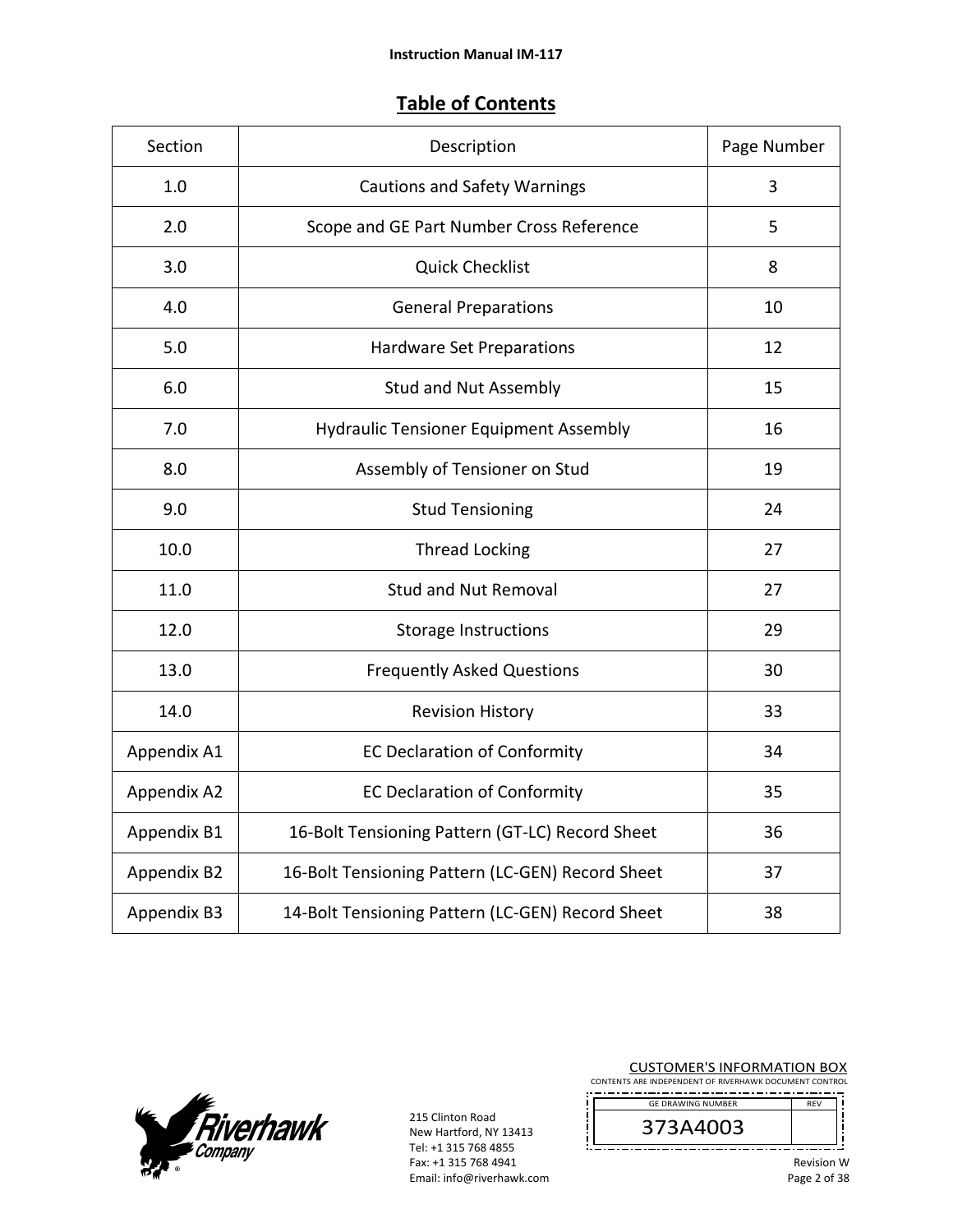## Table of Contents

| Section | Description | Page Number |
|---|---|---|
| 1.0 | Cautions and Safety Warnings | 3 |
| 2.0 | Scope and GE Part Number Cross Reference | 5 |
| 3.0 | Quick Checklist | 8 |
| 4.0 | General Preparations | 10 |
| 5.0 | Hardware Set Preparations | 12 |
| 6.0 | Stud and Nut Assembly | 15 |
| 7.0 | Hydraulic Tensioner Equipment Assembly | 16 |
| 8.0 | Assembly of Tensioner on Stud | 19 |
| 9.0 | Stud Tensioning | 24 |
| 10.0 | Thread Locking | 27 |
| 11.0 | Stud and Nut Removal | 27 |
| 12.0 | Storage Instructions | 29 |
| 13.0 | Frequently Asked Questions | 30 |
| 14.0 | Revision History | 33 |
| Appendix A1 | EC Declaration of Conformity | 34 |
| Appendix A2 | EC Declaration of Conformity | 35 |
| Appendix B1 | 16-Bolt Tensioning Pattern (GT-LC) Record Sheet | 36 |
| Appendix B2 | 16-Bolt Tensioning Pattern (LC-GEN) Record Sheet | 37 |
| Appendix B3 | 14-Bolt Tensioning Pattern (LC-GEN) Record Sheet | 38 |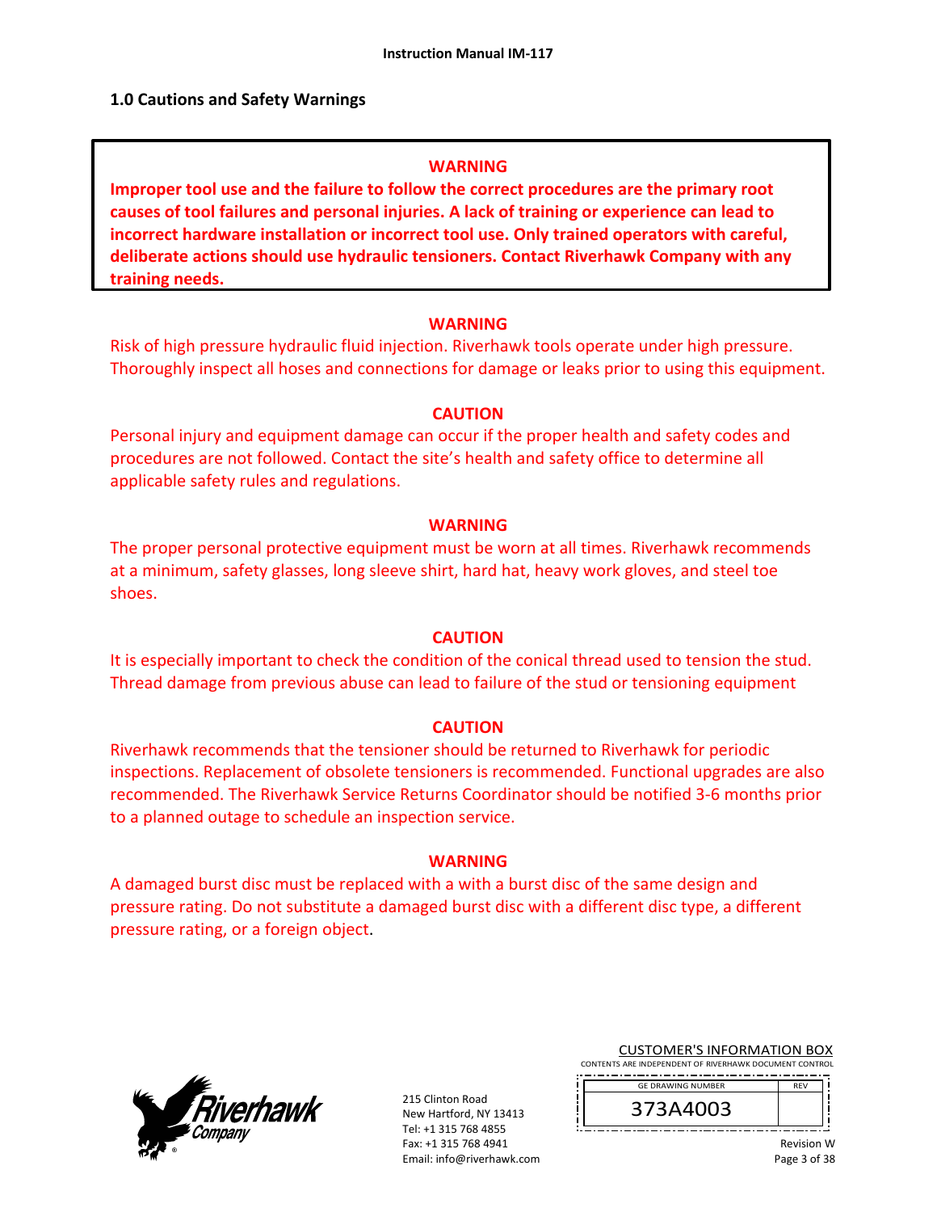## 1.0 Cautions and Safety Warnings

**WARNING**

**Improper tool use and the failure to follow the correct procedures are the primary root causes of tool failures and personal injuries. A lack of training or experience can lead to incorrect hardware installation or incorrect tool use. Only trained operators with careful, deliberate actions should use hydraulic tensioners. Contact Riverhawk Company with any training needs.**

**WARNING**

Risk of high pressure hydraulic fluid injection. Riverhawk tools operate under high pressure. Thoroughly inspect all hoses and connections for damage or leaks prior to using this equipment.

**CAUTION**

Personal injury and equipment damage can occur if the proper health and safety codes and procedures are not followed. Contact the site's health and safety office to determine all applicable safety rules and regulations.

**WARNING**

The proper personal protective equipment must be worn at all times. Riverhawk recommends at a minimum, safety glasses, long sleeve shirt, hard hat, heavy work gloves, and steel toe shoes.

**CAUTION**

It is especially important to check the condition of the conical thread used to tension the stud. Thread damage from previous abuse can lead to failure of the stud or tensioning equipment

**CAUTION**

Riverhawk recommends that the tensioner should be returned to Riverhawk for periodic inspections. Replacement of obsolete tensioners is recommended. Functional upgrades are also recommended. The Riverhawk Service Returns Coordinator should be notified 3-6 months prior to a planned outage to schedule an inspection service.

**WARNING**

A damaged burst disc must be replaced with a with a burst disc of the same design and pressure rating. Do not substitute a damaged burst disc with a different disc type, a different pressure rating, or a foreign object.

215 Clinton Road
New Hartford, NY 13413
Tel: +1 315 768 4855
Fax: +1 315 768 4941
Email: info@riverhawk.com

CUSTOMER'S INFORMATION BOX
CONTENTS ARE INDEPENDENT OF RIVERHAWK DOCUMENT CONTROL

| GE DRAWING NUMBER | REV |
|---|---|
| 373A4003 | |

Revision W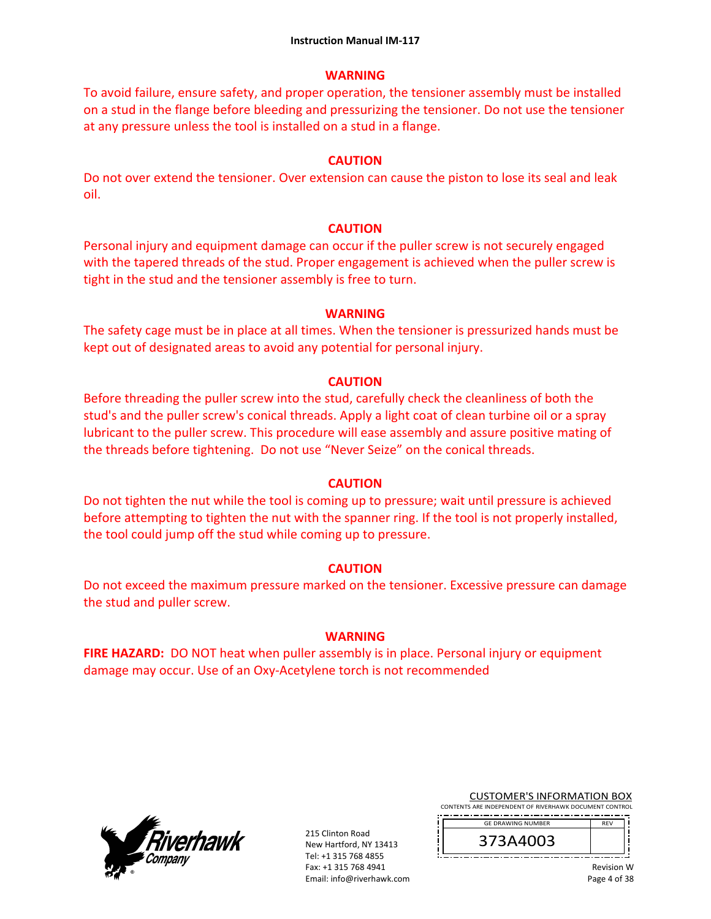### WARNING

To avoid failure, ensure safety, and proper operation, the tensioner assembly must be installed on a stud in the flange before bleeding and pressurizing the tensioner. Do not use the tensioner at any pressure unless the tool is installed on a stud in a flange.

### CAUTION

Do not over extend the tensioner. Over extension can cause the piston to lose its seal and leak oil.

### CAUTION

Personal injury and equipment damage can occur if the puller screw is not securely engaged with the tapered threads of the stud. Proper engagement is achieved when the puller screw is tight in the stud and the tensioner assembly is free to turn.

### WARNING

The safety cage must be in place at all times. When the tensioner is pressurized hands must be kept out of designated areas to avoid any potential for personal injury.

### CAUTION

Before threading the puller screw into the stud, carefully check the cleanliness of both the stud's and the puller screw's conical threads. Apply a light coat of clean turbine oil or a spray lubricant to the puller screw. This procedure will ease assembly and assure positive mating of the threads before tightening. Do not use "Never Seize" on the conical threads.

### CAUTION

Do not tighten the nut while the tool is coming up to pressure; wait until pressure is achieved before attempting to tighten the nut with the spanner ring. If the tool is not properly installed, the tool could jump off the stud while coming up to pressure.

### CAUTION

Do not exceed the maximum pressure marked on the tensioner. Excessive pressure can damage the stud and puller screw.

### WARNING

**FIRE HAZARD:** DO NOT heat when puller assembly is in place. Personal injury or equipment damage may occur. Use of an Oxy-Acetylene torch is not recommended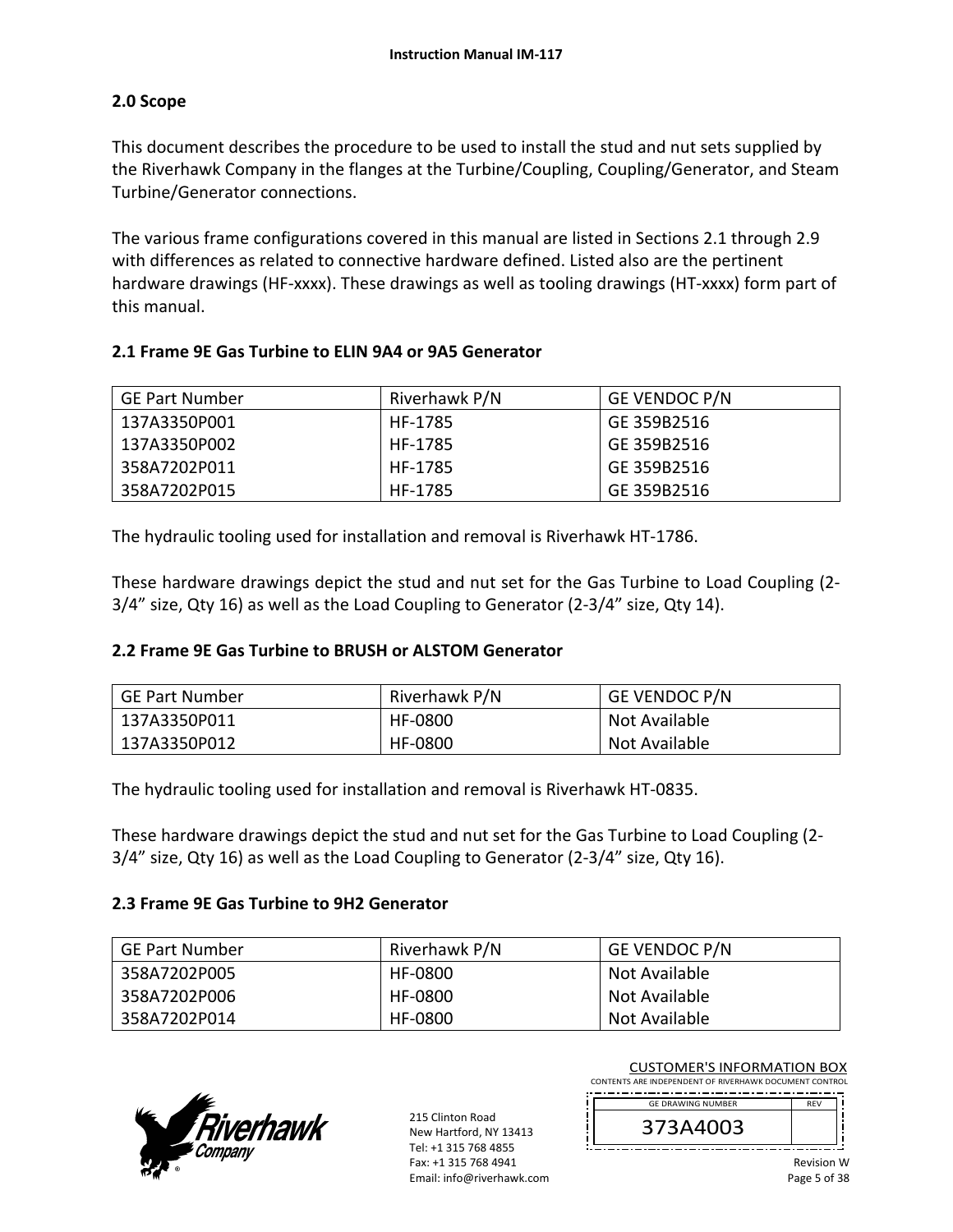## 2.0 Scope

This document describes the procedure to be used to install the stud and nut sets supplied by the Riverhawk Company in the flanges at the Turbine/Coupling, Coupling/Generator, and Steam Turbine/Generator connections.

The various frame configurations covered in this manual are listed in Sections 2.1 through 2.9 with differences as related to connective hardware defined. Listed also are the pertinent hardware drawings (HF-xxxx). These drawings as well as tooling drawings (HT-xxxx) form part of this manual.

### 2.1 Frame 9E Gas Turbine to ELIN 9A4 or 9A5 Generator

| GE Part Number | Riverhawk P/N | GE VENDOC P/N |
|---|---|---|
| 137A3350P001 | HF-1785 | GE 359B2516 |
| 137A3350P002 | HF-1785 | GE 359B2516 |
| 358A7202P011 | HF-1785 | GE 359B2516 |
| 358A7202P015 | HF-1785 | GE 359B2516 |

The hydraulic tooling used for installation and removal is Riverhawk HT-1786.

These hardware drawings depict the stud and nut set for the Gas Turbine to Load Coupling (2-3/4" size, Qty 16) as well as the Load Coupling to Generator (2-3/4" size, Qty 14).

### 2.2 Frame 9E Gas Turbine to BRUSH or ALSTOM Generator

| GE Part Number | Riverhawk P/N | GE VENDOC P/N |
|---|---|---|
| 137A3350P011 | HF-0800 | Not Available |
| 137A3350P012 | HF-0800 | Not Available |

The hydraulic tooling used for installation and removal is Riverhawk HT-0835.

These hardware drawings depict the stud and nut set for the Gas Turbine to Load Coupling (2-3/4" size, Qty 16) as well as the Load Coupling to Generator (2-3/4" size, Qty 16).

### 2.3 Frame 9E Gas Turbine to 9H2 Generator

| GE Part Number | Riverhawk P/N | GE VENDOC P/N |
|---|---|---|
| 358A7202P005 | HF-0800 | Not Available |
| 358A7202P006 | HF-0800 | Not Available |
| 358A7202P014 | HF-0800 | Not Available |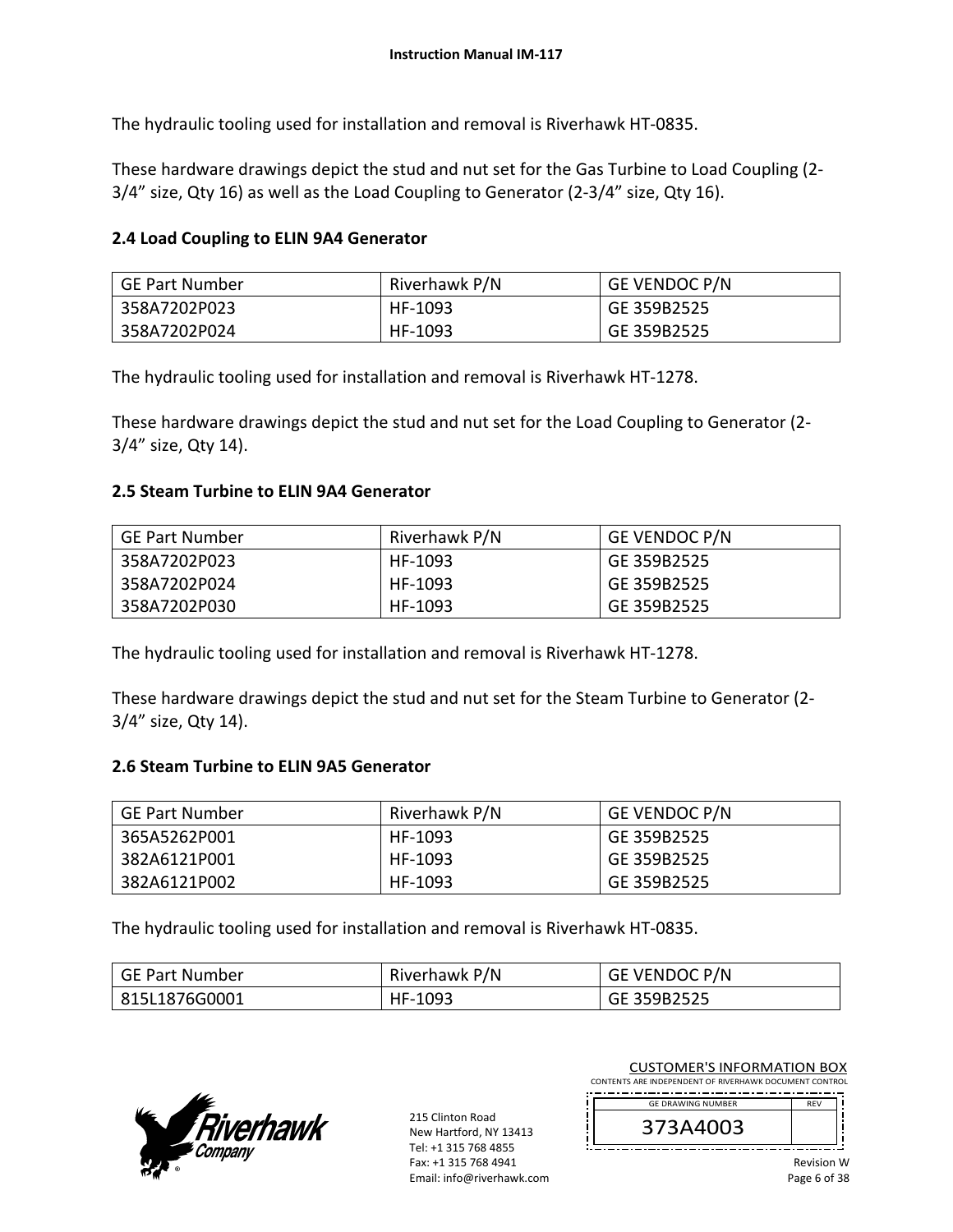The hydraulic tooling used for installation and removal is Riverhawk HT-0835.

These hardware drawings depict the stud and nut set for the Gas Turbine to Load Coupling (2-3/4” size, Qty 16) as well as the Load Coupling to Generator (2-3/4” size, Qty 16).

### 2.4 Load Coupling to ELIN 9A4 Generator

| GE Part Number | Riverhawk P/N | GE VENDOC P/N |
|---|---|---|
| 358A7202P023 | HF-1093 | GE 359B2525 |
| 358A7202P024 | HF-1093 | GE 359B2525 |

The hydraulic tooling used for installation and removal is Riverhawk HT-1278.

These hardware drawings depict the stud and nut set for the Load Coupling to Generator (2-3/4” size, Qty 14).

### 2.5 Steam Turbine to ELIN 9A4 Generator

| GE Part Number | Riverhawk P/N | GE VENDOC P/N |
|---|---|---|
| 358A7202P023 | HF-1093 | GE 359B2525 |
| 358A7202P024 | HF-1093 | GE 359B2525 |
| 358A7202P030 | HF-1093 | GE 359B2525 |

The hydraulic tooling used for installation and removal is Riverhawk HT-1278.

These hardware drawings depict the stud and nut set for the Steam Turbine to Generator (2-3/4” size, Qty 14).

### 2.6 Steam Turbine to ELIN 9A5 Generator

| GE Part Number | Riverhawk P/N | GE VENDOC P/N |
|---|---|---|
| 365A5262P001 | HF-1093 | GE 359B2525 |
| 382A6121P001 | HF-1093 | GE 359B2525 |
| 382A6121P002 | HF-1093 | GE 359B2525 |

The hydraulic tooling used for installation and removal is Riverhawk HT-0835.

| GE Part Number | Riverhawk P/N | GE VENDOC P/N |
|---|---|---|
| 815L1876G0001 | HF-1093 | GE 359B2525 |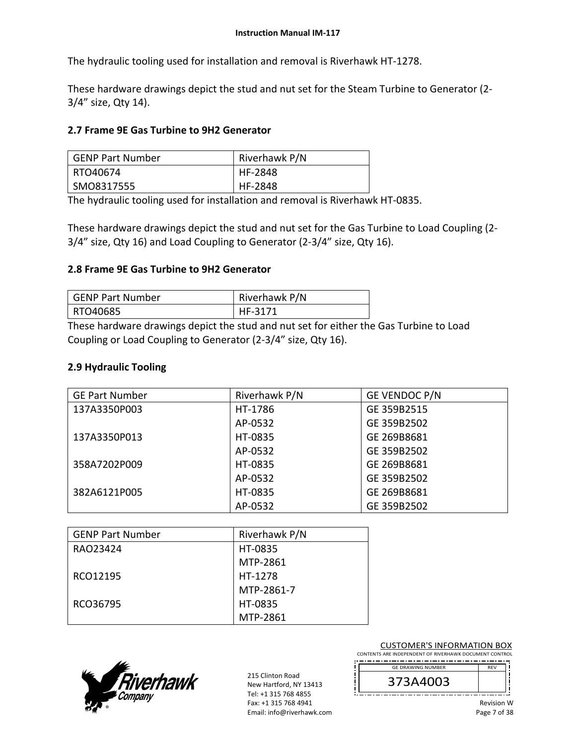The hydraulic tooling used for installation and removal is Riverhawk HT-1278.

These hardware drawings depict the stud and nut set for the Steam Turbine to Generator (2-3/4" size, Qty 14).

## 2.7 Frame 9E Gas Turbine to 9H2 Generator

| GENP Part Number | Riverhawk P/N |
|---|---|
| RTO40674 | HF-2848 |
| SMO8317555 | HF-2848 |

The hydraulic tooling used for installation and removal is Riverhawk HT-0835.

These hardware drawings depict the stud and nut set for the Gas Turbine to Load Coupling (2-3/4" size, Qty 16) and Load Coupling to Generator (2-3/4" size, Qty 16).

## 2.8 Frame 9E Gas Turbine to 9H2 Generator

| GENP Part Number | Riverhawk P/N |
|---|---|
| RTO40685 | HF-3171 |

These hardware drawings depict the stud and nut set for either the Gas Turbine to Load Coupling or Load Coupling to Generator (2-3/4" size, Qty 16).

## 2.9 Hydraulic Tooling

| GE Part Number | Riverhawk P/N | GE VENDOC P/N |
|---|---|---|
| 137A3350P003 | HT-1786 | GE 359B2515 |
| | AP-0532 | GE 359B2502 |
| 137A3350P013 | HT-0835 | GE 269B8681 |
| | AP-0532 | GE 359B2502 |
| 358A7202P009 | HT-0835 | GE 269B8681 |
| | AP-0532 | GE 359B2502 |
| 382A6121P005 | HT-0835 | GE 269B8681 |
| | AP-0532 | GE 359B2502 |

| GENP Part Number | Riverhawk P/N |
|---|---|
| RAO23424 | HT-0835 |
| | MTP-2861 |
| RCO12195 | HT-1278 |
| | MTP-2861-7 |
| RCO36795 | HT-0835 |
| | MTP-2861 |

215 Clinton Road
New Hartford, NY 13413
Tel: +1 315 768 4855
Fax: +1 315 768 4941
Email: info@riverhawk.com

CUSTOMER'S INFORMATION BOX
CONTENTS ARE INDEPENDENT OF RIVERHAWK DOCUMENT CONTROL

| GE DRAWING NUMBER | REV |
|---|---|
| 373A4003 | |

Revision W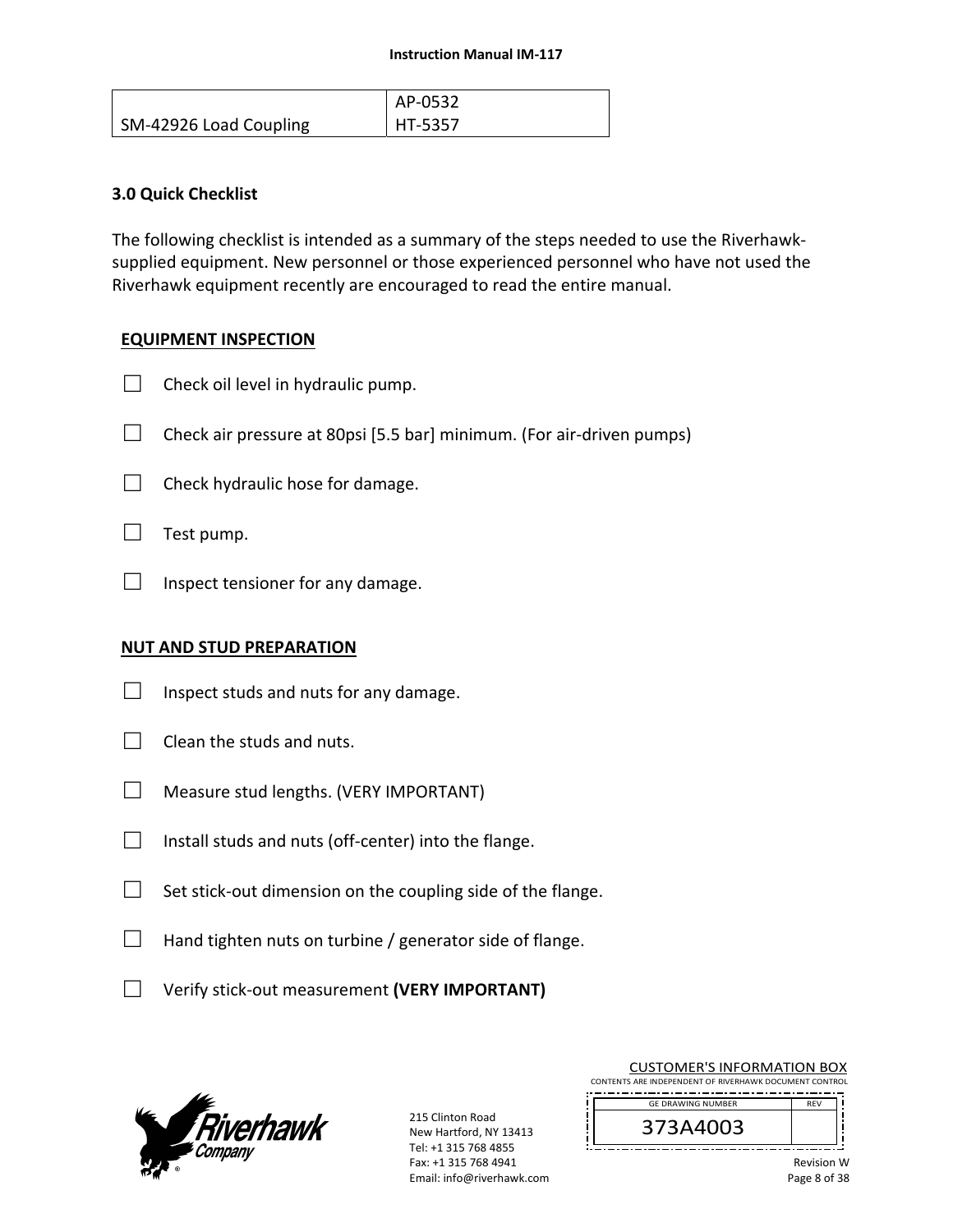| SM-42926 Load Coupling | AP-0532<br>HT-5357 |
|---|---|

## 3.0 Quick Checklist

The following checklist is intended as a summary of the steps needed to use the Riverhawk-supplied equipment. New personnel or those experienced personnel who have not used the Riverhawk equipment recently are encouraged to read the entire manual.

### EQUIPMENT INSPECTION

- ☐ Check oil level in hydraulic pump.
- ☐ Check air pressure at 80psi [5.5 bar] minimum. (For air-driven pumps)
- ☐ Check hydraulic hose for damage.
- ☐ Test pump.
- ☐ Inspect tensioner for any damage.

### NUT AND STUD PREPARATION

- ☐ Inspect studs and nuts for any damage.
- ☐ Clean the studs and nuts.
- ☐ Measure stud lengths. (VERY IMPORTANT)
- ☐ Install studs and nuts (off-center) into the flange.
- ☐ Set stick-out dimension on the coupling side of the flange.
- ☐ Hand tighten nuts on turbine / generator side of flange.
- ☐ Verify stick-out measurement **(VERY IMPORTANT)**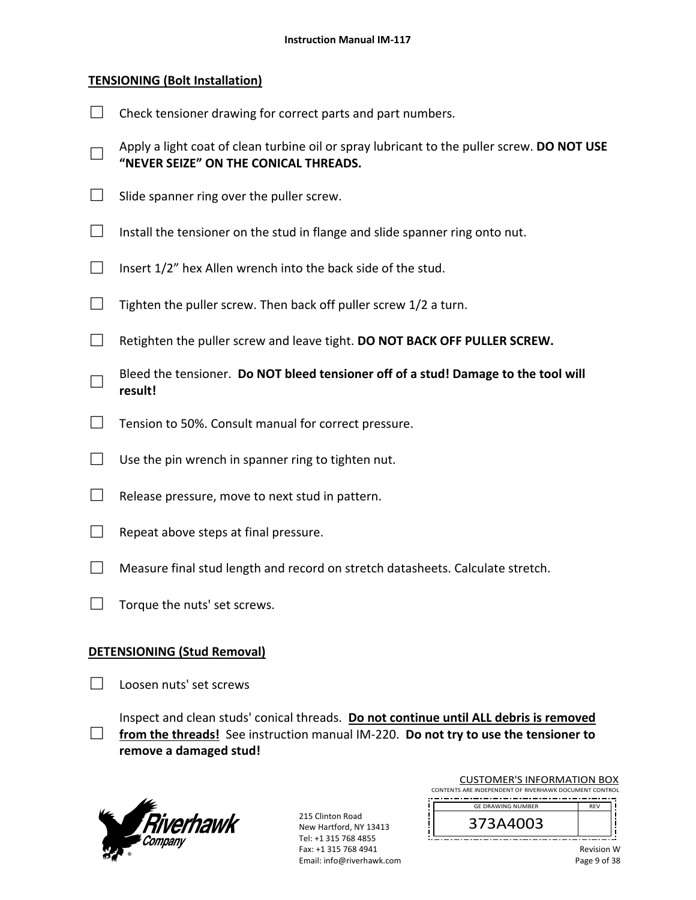## TENSIONING (Bolt Installation)

- ☐ Check tensioner drawing for correct parts and part numbers.
- ☐ Apply a light coat of clean turbine oil or spray lubricant to the puller screw. **DO NOT USE "NEVER SEIZE" ON THE CONICAL THREADS.**
- ☐ Slide spanner ring over the puller screw.
- ☐ Install the tensioner on the stud in flange and slide spanner ring onto nut.
- ☐ Insert 1/2" hex Allen wrench into the back side of the stud.
- ☐ Tighten the puller screw. Then back off puller screw 1/2 a turn.
- ☐ Retighten the puller screw and leave tight. **DO NOT BACK OFF PULLER SCREW.**
- ☐ Bleed the tensioner. **Do NOT bleed tensioner off of a stud! Damage to the tool will result!**
- ☐ Tension to 50%. Consult manual for correct pressure.
- ☐ Use the pin wrench in spanner ring to tighten nut.
- ☐ Release pressure, move to next stud in pattern.
- ☐ Repeat above steps at final pressure.
- ☐ Measure final stud length and record on stretch datasheets. Calculate stretch.
- ☐ Torque the nuts' set screws.

## DETENSIONING (Stud Removal)

- ☐ Loosen nuts' set screws
- ☐ Inspect and clean studs' conical threads. **<u>Do not continue until ALL debris is removed from the threads!</u>** See instruction manual IM-220. **Do not try to use the tensioner to remove a damaged stud!**

215 Clinton Road
New Hartford, NY 13413
Tel: +1 315 768 4855
Fax: +1 315 768 4941
Email: info@riverhawk.com

CUSTOMER'S INFORMATION BOX
CONTENTS ARE INDEPENDENT OF RIVERHAWK DOCUMENT CONTROL

| GE DRAWING NUMBER | REV |
| --- | --- |
| 373A4003 | |

Revision W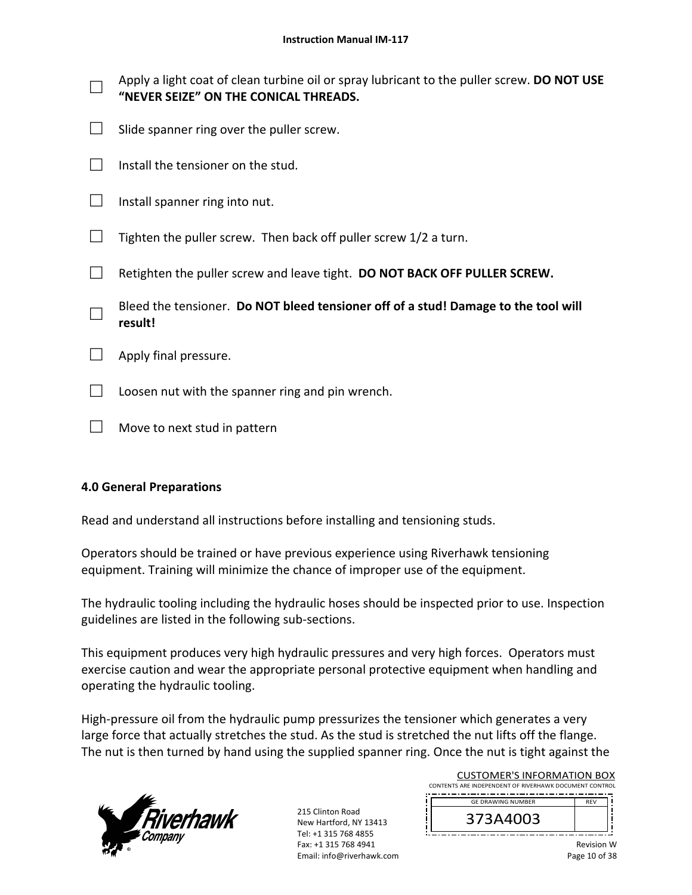- ☐ Apply a light coat of clean turbine oil or spray lubricant to the puller screw. **DO NOT USE "NEVER SEIZE" ON THE CONICAL THREADS.**
- ☐ Slide spanner ring over the puller screw.
- ☐ Install the tensioner on the stud.
- ☐ Install spanner ring into nut.
- ☐ Tighten the puller screw. Then back off puller screw 1/2 a turn.
- ☐ Retighten the puller screw and leave tight. **DO NOT BACK OFF PULLER SCREW.**
- ☐ Bleed the tensioner. **Do NOT bleed tensioner off of a stud! Damage to the tool will result!**
- ☐ Apply final pressure.
- ☐ Loosen nut with the spanner ring and pin wrench.
- ☐ Move to next stud in pattern

## 4.0 General Preparations

Read and understand all instructions before installing and tensioning studs.

Operators should be trained or have previous experience using Riverhawk tensioning equipment. Training will minimize the chance of improper use of the equipment.

The hydraulic tooling including the hydraulic hoses should be inspected prior to use. Inspection guidelines are listed in the following sub-sections.

This equipment produces very high hydraulic pressures and very high forces. Operators must exercise caution and wear the appropriate personal protective equipment when handling and operating the hydraulic tooling.

High-pressure oil from the hydraulic pump pressurizes the tensioner which generates a very large force that actually stretches the stud. As the stud is stretched the nut lifts off the flange. The nut is then turned by hand using the supplied spanner ring. Once the nut is tight against the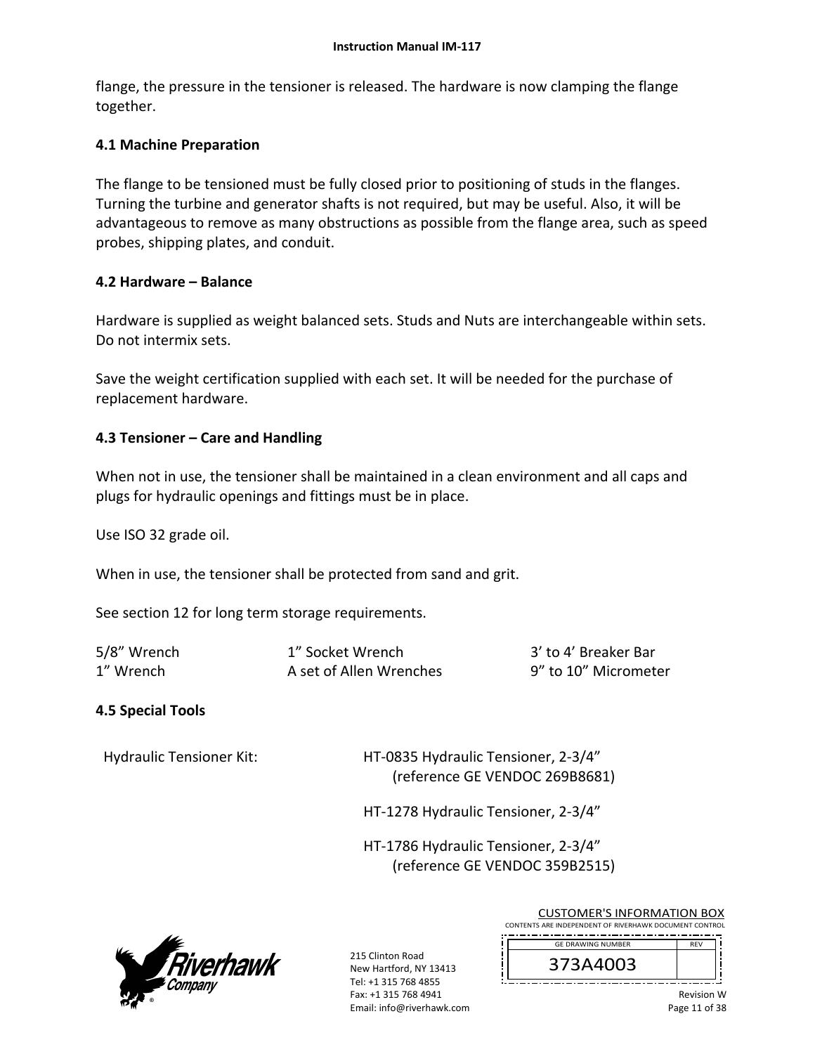flange, the pressure in the tensioner is released. The hardware is now clamping the flange together.

### 4.1 Machine Preparation

The flange to be tensioned must be fully closed prior to positioning of studs in the flanges. Turning the turbine and generator shafts is not required, but may be useful. Also, it will be advantageous to remove as many obstructions as possible from the flange area, such as speed probes, shipping plates, and conduit.

### 4.2 Hardware – Balance

Hardware is supplied as weight balanced sets. Studs and Nuts are interchangeable within sets. Do not intermix sets.

Save the weight certification supplied with each set. It will be needed for the purchase of replacement hardware.

### 4.3 Tensioner – Care and Handling

When not in use, the tensioner shall be maintained in a clean environment and all caps and plugs for hydraulic openings and fittings must be in place.

Use ISO 32 grade oil.

When in use, the tensioner shall be protected from sand and grit.

See section 12 for long term storage requirements.

| | | |
|---|---|---|
| 5/8" Wrench | 1" Socket Wrench | 3' to 4' Breaker Bar |
| 1" Wrench | A set of Allen Wrenches | 9" to 10" Micrometer |

### 4.5 Special Tools

Hydraulic Tensioner Kit:

HT-0835 Hydraulic Tensioner, 2-3/4"
(reference GE VENDOC 269B8681)

HT-1278 Hydraulic Tensioner, 2-3/4"

HT-1786 Hydraulic Tensioner, 2-3/4"
(reference GE VENDOC 359B2515)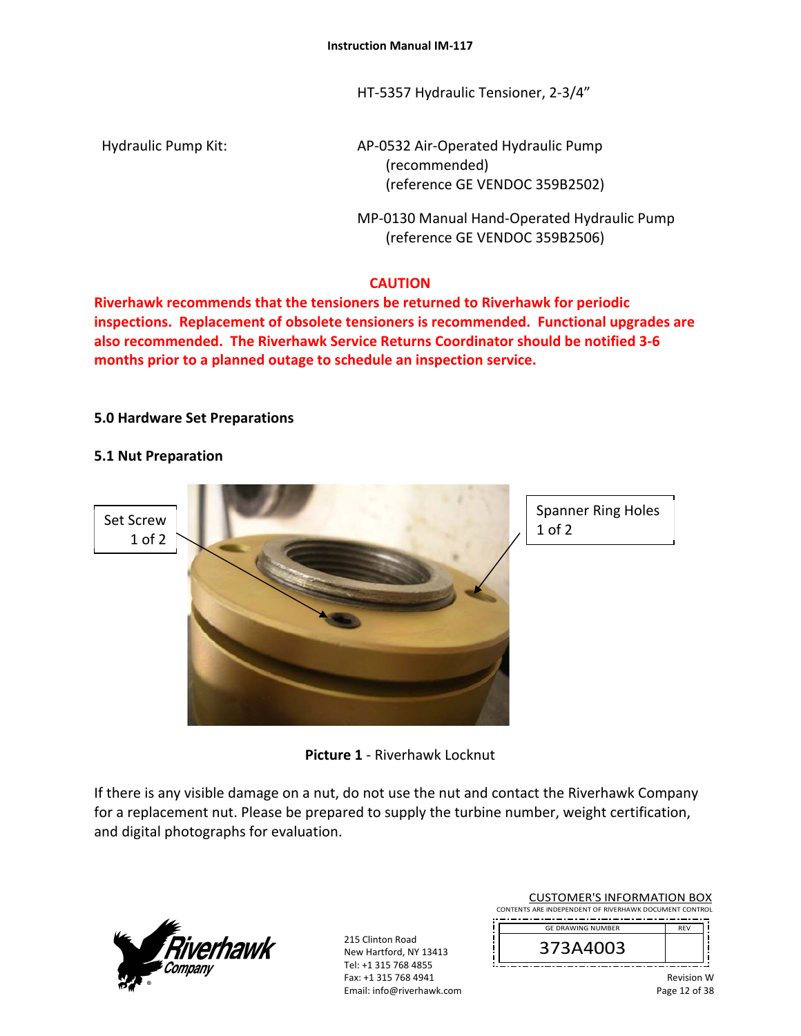HT-5357 Hydraulic Tensioner, 2-3/4"

Hydraulic Pump Kit: AP-0532 Air-Operated Hydraulic Pump (recommended) (reference GE VENDOC 359B2502)

MP-0130 Manual Hand-Operated Hydraulic Pump (reference GE VENDOC 359B2506)

**CAUTION**

**Riverhawk recommends that the tensioners be returned to Riverhawk for periodic inspections. Replacement of obsolete tensioners is recommended. Functional upgrades are also recommended. The Riverhawk Service Returns Coordinator should be notified 3-6 months prior to a planned outage to schedule an inspection service.**

## 5.0 Hardware Set Preparations

### 5.1 Nut Preparation

Set Screw 1 of 2

Spanner Ring Holes 1 of 2

**Picture 1** - Riverhawk Locknut

If there is any visible damage on a nut, do not use the nut and contact the Riverhawk Company for a replacement nut. Please be prepared to supply the turbine number, weight certification, and digital photographs for evaluation.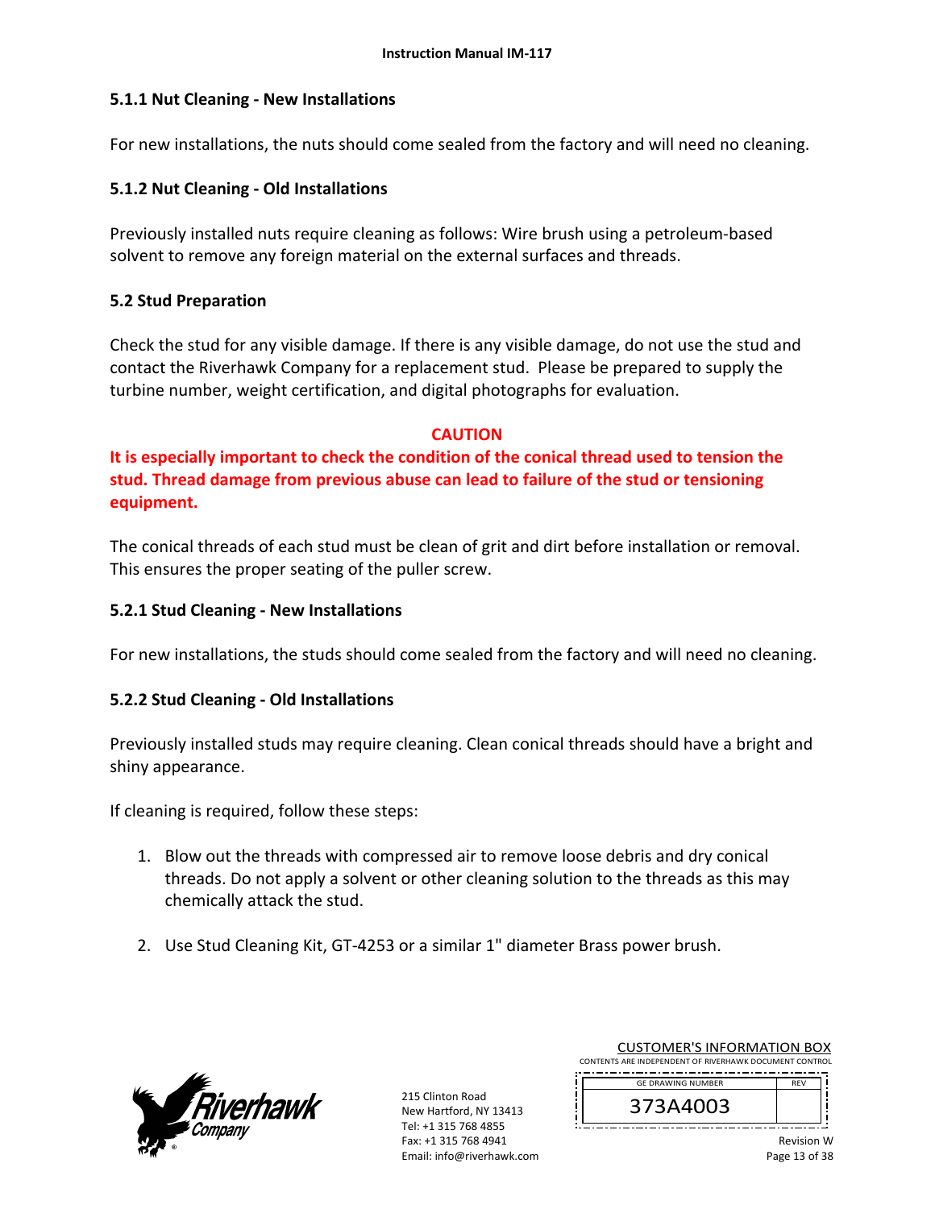### 5.1.1 Nut Cleaning - New Installations

For new installations, the nuts should come sealed from the factory and will need no cleaning.

### 5.1.2 Nut Cleaning - Old Installations

Previously installed nuts require cleaning as follows: Wire brush using a petroleum-based solvent to remove any foreign material on the external surfaces and threads.

## 5.2 Stud Preparation

Check the stud for any visible damage. If there is any visible damage, do not use the stud and contact the Riverhawk Company for a replacement stud. Please be prepared to supply the turbine number, weight certification, and digital photographs for evaluation.

**CAUTION**

**It is especially important to check the condition of the conical thread used to tension the stud. Thread damage from previous abuse can lead to failure of the stud or tensioning equipment.**

The conical threads of each stud must be clean of grit and dirt before installation or removal. This ensures the proper seating of the puller screw.

### 5.2.1 Stud Cleaning - New Installations

For new installations, the studs should come sealed from the factory and will need no cleaning.

### 5.2.2 Stud Cleaning - Old Installations

Previously installed studs may require cleaning. Clean conical threads should have a bright and shiny appearance.

If cleaning is required, follow these steps:

1. Blow out the threads with compressed air to remove loose debris and dry conical threads. Do not apply a solvent or other cleaning solution to the threads as this may chemically attack the stud.

2. Use Stud Cleaning Kit, GT-4253 or a similar 1" diameter Brass power brush.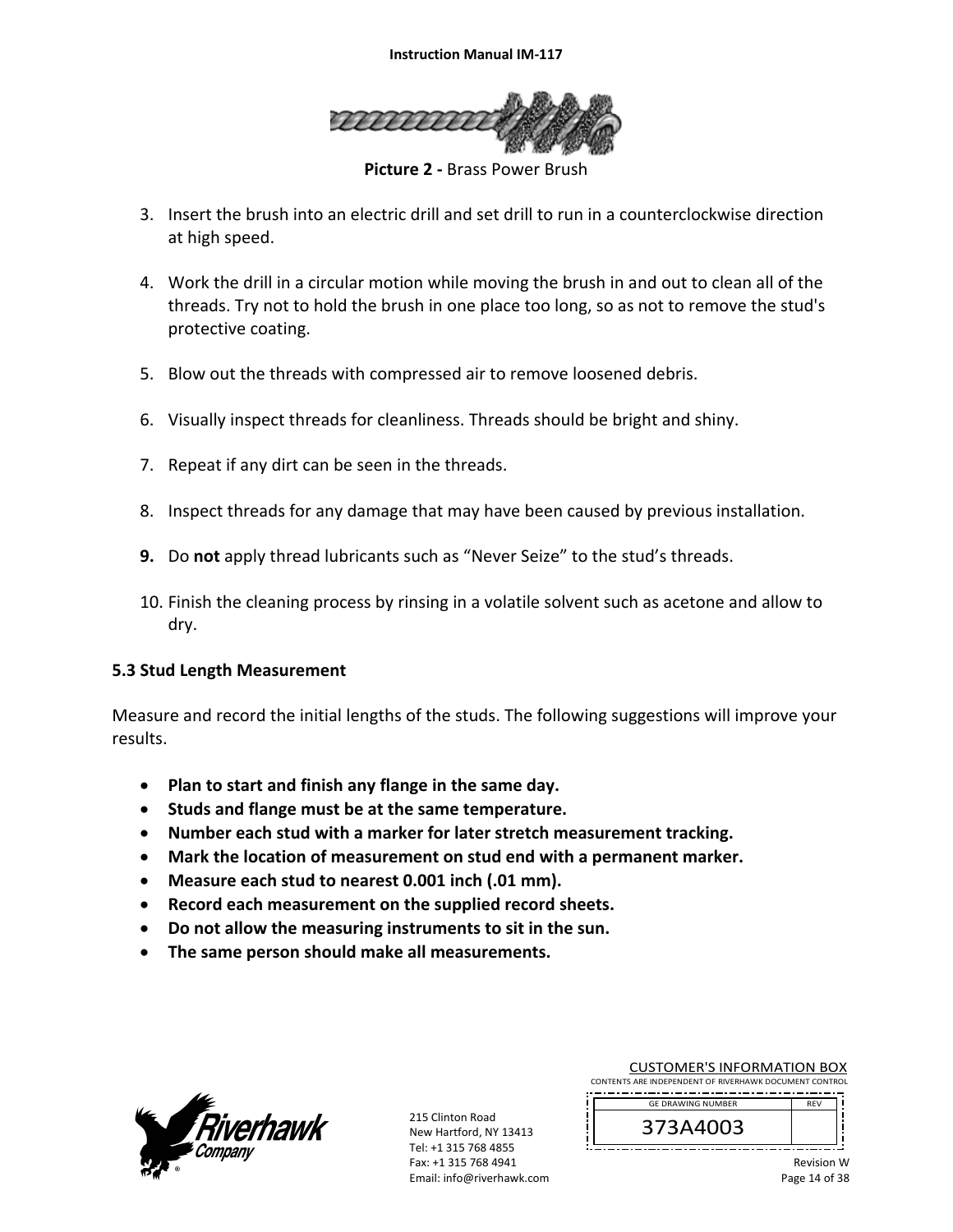**Picture 2 -** Brass Power Brush

3. Insert the brush into an electric drill and set drill to run in a counterclockwise direction at high speed.

4. Work the drill in a circular motion while moving the brush in and out to clean all of the threads. Try not to hold the brush in one place too long, so as not to remove the stud's protective coating.

5. Blow out the threads with compressed air to remove loosened debris.

6. Visually inspect threads for cleanliness. Threads should be bright and shiny.

7. Repeat if any dirt can be seen in the threads.

8. Inspect threads for any damage that may have been caused by previous installation.

9. Do **not** apply thread lubricants such as "Never Seize" to the stud's threads.

10. Finish the cleaning process by rinsing in a volatile solvent such as acetone and allow to dry.

### 5.3 Stud Length Measurement

Measure and record the initial lengths of the studs. The following suggestions will improve your results.

- **Plan to start and finish any flange in the same day.**
- **Studs and flange must be at the same temperature.**
- **Number each stud with a marker for later stretch measurement tracking.**
- **Mark the location of measurement on stud end with a permanent marker.**
- **Measure each stud to nearest 0.001 inch (.01 mm).**
- **Record each measurement on the supplied record sheets.**
- **Do not allow the measuring instruments to sit in the sun.**
- **The same person should make all measurements.**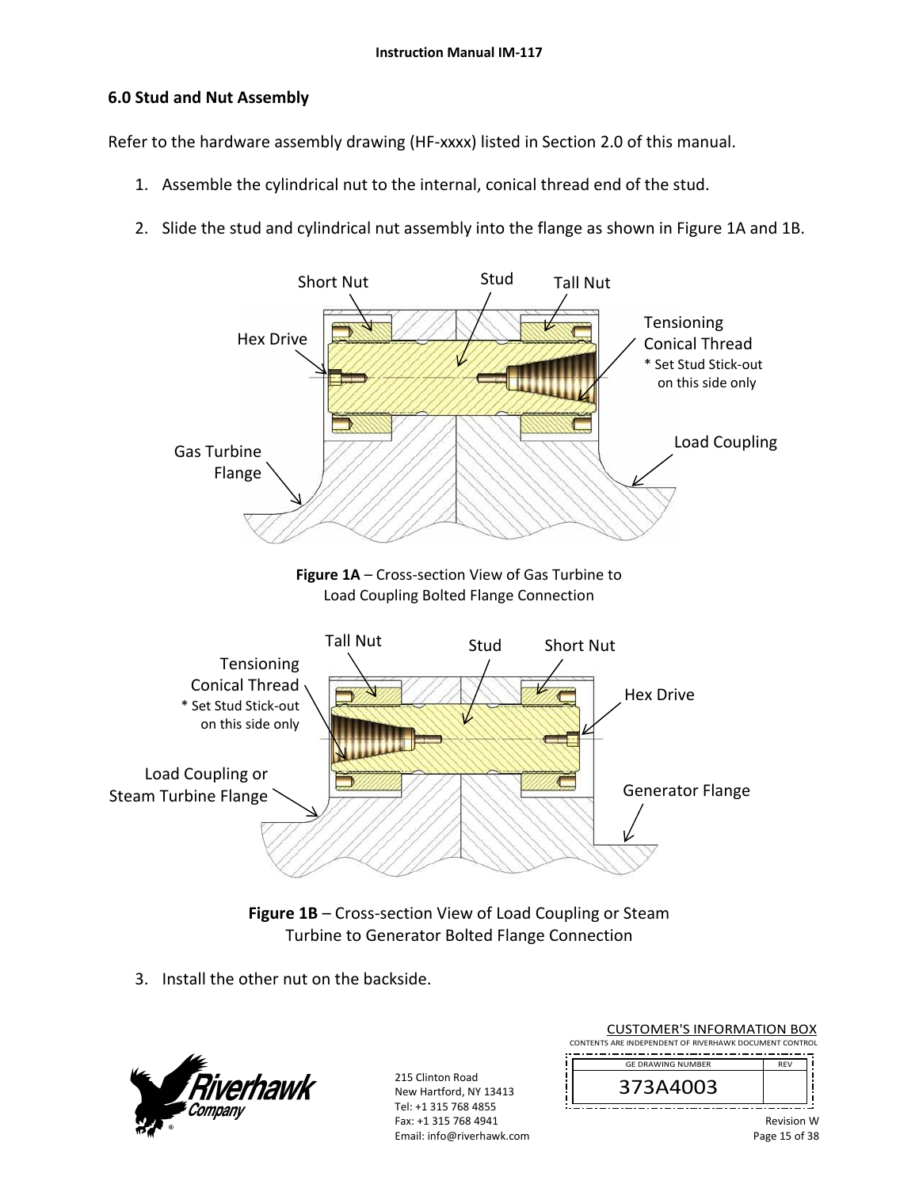## 6.0 Stud and Nut Assembly

Refer to the hardware assembly drawing (HF-xxxx) listed in Section 2.0 of this manual.

1. Assemble the cylindrical nut to the internal, conical thread end of the stud.
2. Slide the stud and cylindrical nut assembly into the flange as shown in Figure 1A and 1B.

**Figure 1A** – Cross-section View of Gas Turbine to Load Coupling Bolted Flange Connection

**Figure 1B** – Cross-section View of Load Coupling or Steam Turbine to Generator Bolted Flange Connection

3. Install the other nut on the backside.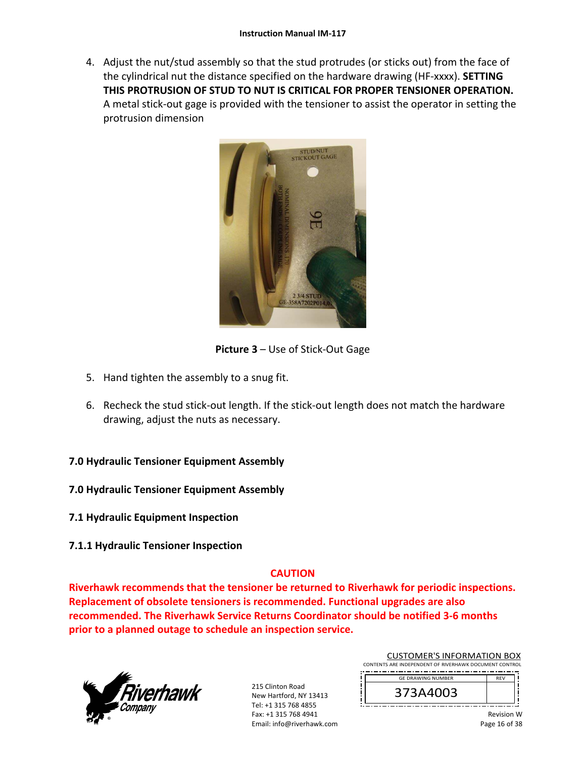4. Adjust the nut/stud assembly so that the stud protrudes (or sticks out) from the face of the cylindrical nut the distance specified on the hardware drawing (HF-xxxx). **SETTING THIS PROTRUSION OF STUD TO NUT IS CRITICAL FOR PROPER TENSIONER OPERATION.** A metal stick-out gage is provided with the tensioner to assist the operator in setting the protrusion dimension

**Picture 3** – Use of Stick-Out Gage

5. Hand tighten the assembly to a snug fit.

6. Recheck the stud stick-out length. If the stick-out length does not match the hardware drawing, adjust the nuts as necessary.

## 7.0 Hydraulic Tensioner Equipment Assembly

## 7.0 Hydraulic Tensioner Equipment Assembly

### 7.1 Hydraulic Equipment Inspection

#### 7.1.1 Hydraulic Tensioner Inspection

**CAUTION**

**Riverhawk recommends that the tensioner be returned to Riverhawk for periodic inspections. Replacement of obsolete tensioners is recommended. Functional upgrades are also recommended. The Riverhawk Service Returns Coordinator should be notified 3-6 months prior to a planned outage to schedule an inspection service.**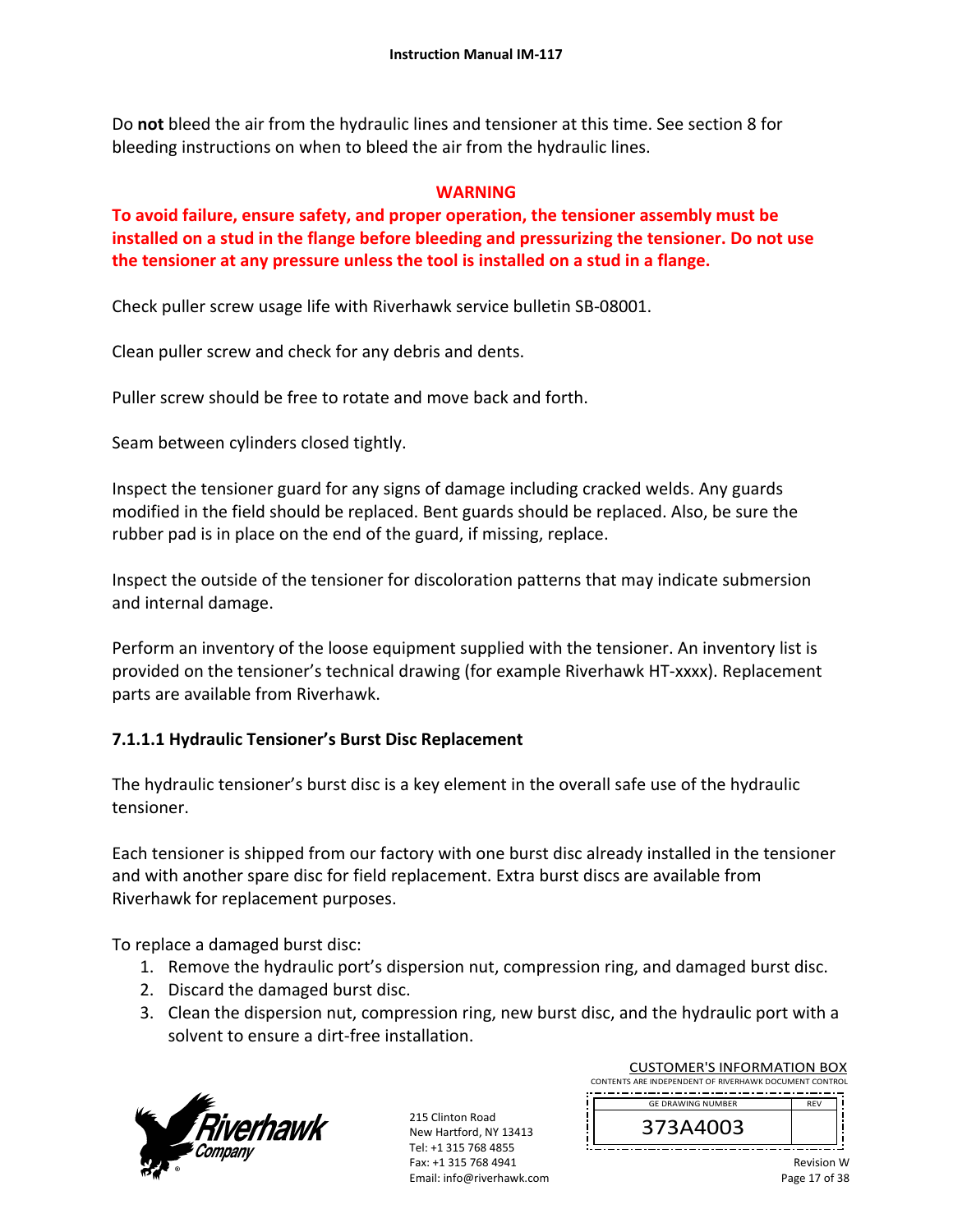Do **not** bleed the air from the hydraulic lines and tensioner at this time. See section 8 for bleeding instructions on when to bleed the air from the hydraulic lines.

**WARNING**

**To avoid failure, ensure safety, and proper operation, the tensioner assembly must be installed on a stud in the flange before bleeding and pressurizing the tensioner. Do not use the tensioner at any pressure unless the tool is installed on a stud in a flange.**

Check puller screw usage life with Riverhawk service bulletin SB-08001.

Clean puller screw and check for any debris and dents.

Puller screw should be free to rotate and move back and forth.

Seam between cylinders closed tightly.

Inspect the tensioner guard for any signs of damage including cracked welds. Any guards modified in the field should be replaced. Bent guards should be replaced. Also, be sure the rubber pad is in place on the end of the guard, if missing, replace.

Inspect the outside of the tensioner for discoloration patterns that may indicate submersion and internal damage.

Perform an inventory of the loose equipment supplied with the tensioner. An inventory list is provided on the tensioner's technical drawing (for example Riverhawk HT-xxxx). Replacement parts are available from Riverhawk.

#### 7.1.1.1 Hydraulic Tensioner's Burst Disc Replacement

The hydraulic tensioner's burst disc is a key element in the overall safe use of the hydraulic tensioner.

Each tensioner is shipped from our factory with one burst disc already installed in the tensioner and with another spare disc for field replacement. Extra burst discs are available from Riverhawk for replacement purposes.

To replace a damaged burst disc:

1. Remove the hydraulic port's dispersion nut, compression ring, and damaged burst disc.
2. Discard the damaged burst disc.
3. Clean the dispersion nut, compression ring, new burst disc, and the hydraulic port with a solvent to ensure a dirt-free installation.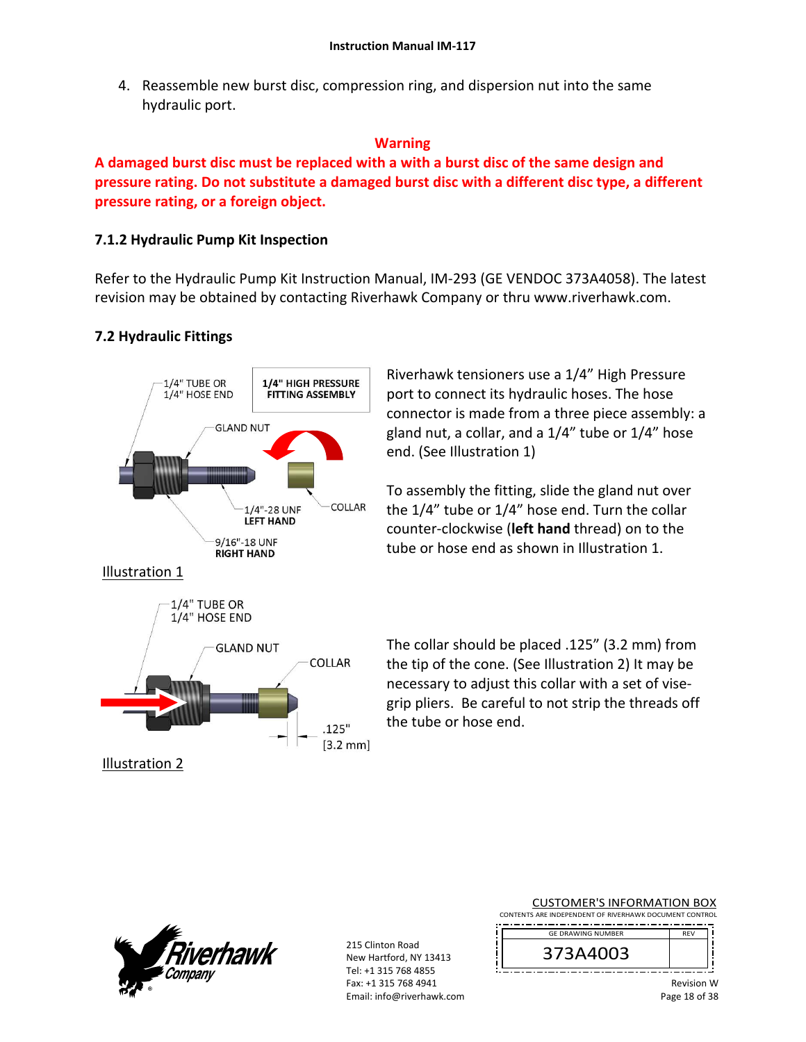4. Reassemble new burst disc, compression ring, and dispersion nut into the same hydraulic port.

**Warning**

**A damaged burst disc must be replaced with a with a burst disc of the same design and pressure rating. Do not substitute a damaged burst disc with a different disc type, a different pressure rating, or a foreign object.**

### 7.1.2 Hydraulic Pump Kit Inspection

Refer to the Hydraulic Pump Kit Instruction Manual, IM-293 (GE VENDOC 373A4058). The latest revision may be obtained by contacting Riverhawk Company or thru www.riverhawk.com.

## 7.2 Hydraulic Fittings

1/4" TUBE OR 1/4" HOSE END

1/4" HIGH PRESSURE FITTING ASSEMBLY

GLAND NUT

1/4"-28 UNF **LEFT HAND**

COLLAR

9/16"-18 UNF **RIGHT HAND**

Illustration 1

Riverhawk tensioners use a 1/4" High Pressure port to connect its hydraulic hoses. The hose connector is made from a three piece assembly: a gland nut, a collar, and a 1/4" tube or 1/4" hose end. (See Illustration 1)

To assembly the fitting, slide the gland nut over the 1/4" tube or 1/4" hose end. Turn the collar counter-clockwise (**left hand** thread) on to the tube or hose end as shown in Illustration 1.

1/4" TUBE OR 1/4" HOSE END

GLAND NUT

COLLAR

.125" [3.2 mm]

Illustration 2

The collar should be placed .125" (3.2 mm) from the tip of the cone. (See Illustration 2) It may be necessary to adjust this collar with a set of vise-grip pliers. Be careful to not strip the threads off the tube or hose end.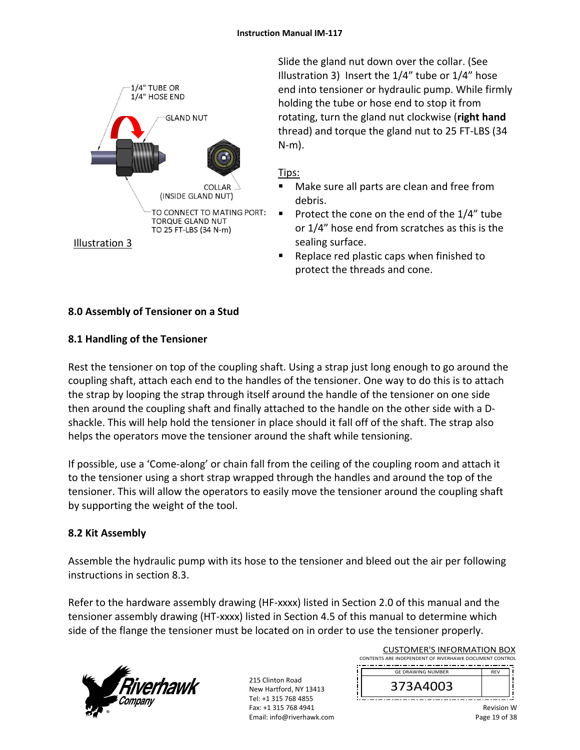1/4" TUBE OR 1/4" HOSE END

GLAND NUT

COLLAR (INSIDE GLAND NUT)

TO CONNECT TO MATING PORT: TORQUE GLAND NUT TO 25 FT-LBS (34 N-m)

Illustration 3

Slide the gland nut down over the collar. (See Illustration 3) Insert the 1/4" tube or 1/4" hose end into tensioner or hydraulic pump. While firmly holding the tube or hose end to stop it from rotating, turn the gland nut clockwise (**right hand** thread) and torque the gland nut to 25 FT-LBS (34 N-m).

Tips:

- Make sure all parts are clean and free from debris.
- Protect the cone on the end of the 1/4" tube or 1/4" hose end from scratches as this is the sealing surface.
- Replace red plastic caps when finished to protect the threads and cone.

## 8.0 Assembly of Tensioner on a Stud

### 8.1 Handling of the Tensioner

Rest the tensioner on top of the coupling shaft. Using a strap just long enough to go around the coupling shaft, attach each end to the handles of the tensioner. One way to do this is to attach the strap by looping the strap through itself around the handle of the tensioner on one side then around the coupling shaft and finally attached to the handle on the other side with a D-shackle. This will help hold the tensioner in place should it fall off of the shaft. The strap also helps the operators move the tensioner around the shaft while tensioning.

If possible, use a 'Come-along' or chain fall from the ceiling of the coupling room and attach it to the tensioner using a short strap wrapped through the handles and around the top of the tensioner. This will allow the operators to easily move the tensioner around the coupling shaft by supporting the weight of the tool.

### 8.2 Kit Assembly

Assemble the hydraulic pump with its hose to the tensioner and bleed out the air per following instructions in section 8.3.

Refer to the hardware assembly drawing (HF-xxxx) listed in Section 2.0 of this manual and the tensioner assembly drawing (HT-xxxx) listed in Section 4.5 of this manual to determine which side of the flange the tensioner must be located on in order to use the tensioner properly.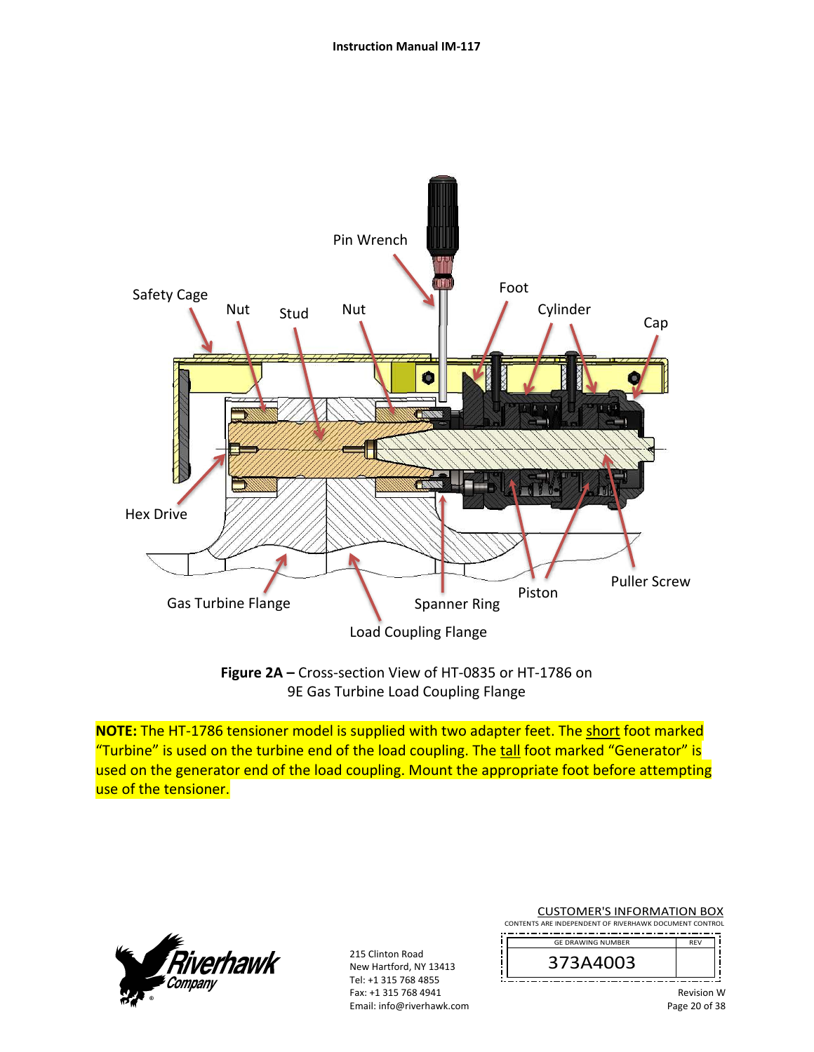**Figure 2A –** Cross-section View of HT-0835 or HT-1786 on 9E Gas Turbine Load Coupling Flange

**NOTE:** The HT-1786 tensioner model is supplied with two adapter feet. The short foot marked "Turbine" is used on the turbine end of the load coupling. The tall foot marked "Generator" is used on the generator end of the load coupling. Mount the appropriate foot before attempting use of the tensioner.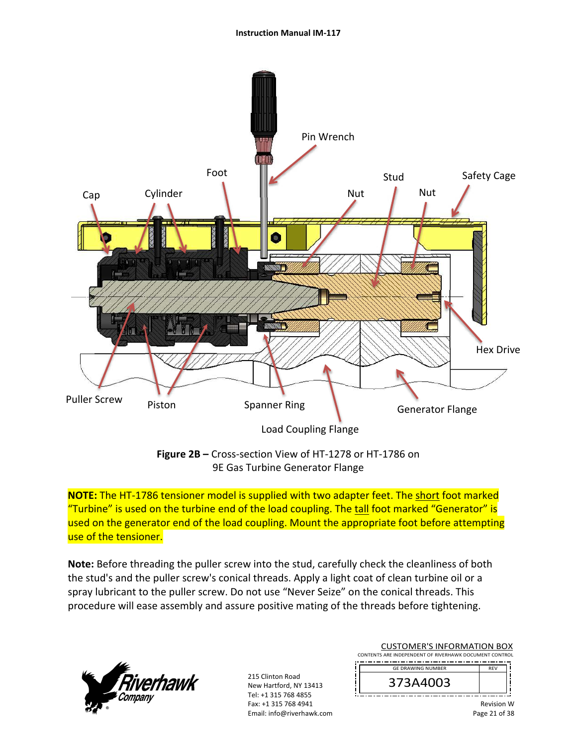**Figure 2B –** Cross-section View of HT-1278 or HT-1786 on 9E Gas Turbine Generator Flange

**NOTE:** The HT-1786 tensioner model is supplied with two adapter feet. The short foot marked "Turbine" is used on the turbine end of the load coupling. The tall foot marked "Generator" is used on the generator end of the load coupling. Mount the appropriate foot before attempting use of the tensioner.

**Note:** Before threading the puller screw into the stud, carefully check the cleanliness of both the stud's and the puller screw's conical threads. Apply a light coat of clean turbine oil or a spray lubricant to the puller screw. Do not use "Never Seize" on the conical threads. This procedure will ease assembly and assure positive mating of the threads before tightening.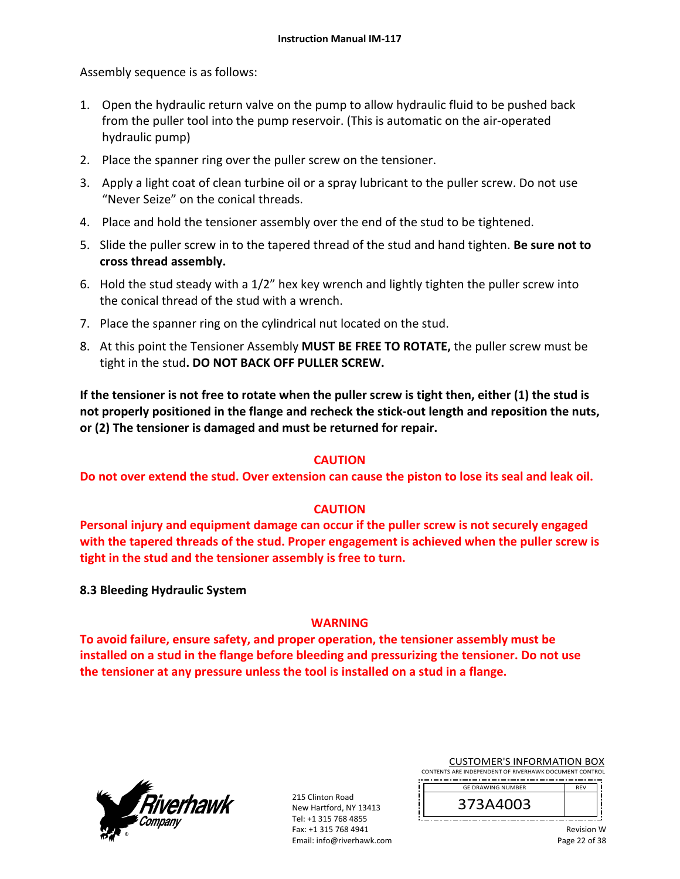Assembly sequence is as follows:

1. Open the hydraulic return valve on the pump to allow hydraulic fluid to be pushed back from the puller tool into the pump reservoir. (This is automatic on the air-operated hydraulic pump)
2. Place the spanner ring over the puller screw on the tensioner.
3. Apply a light coat of clean turbine oil or a spray lubricant to the puller screw. Do not use "Never Seize" on the conical threads.
4. Place and hold the tensioner assembly over the end of the stud to be tightened.
5. Slide the puller screw in to the tapered thread of the stud and hand tighten. **Be sure not to cross thread assembly.**
6. Hold the stud steady with a 1/2" hex key wrench and lightly tighten the puller screw into the conical thread of the stud with a wrench.
7. Place the spanner ring on the cylindrical nut located on the stud.
8. At this point the Tensioner Assembly **MUST BE FREE TO ROTATE,** the puller screw must be tight in the stud**. DO NOT BACK OFF PULLER SCREW.**

**If the tensioner is not free to rotate when the puller screw is tight then, either (1) the stud is not properly positioned in the flange and recheck the stick-out length and reposition the nuts, or (2) The tensioner is damaged and must be returned for repair.**

**CAUTION**

**Do not over extend the stud. Over extension can cause the piston to lose its seal and leak oil.**

**CAUTION**

**Personal injury and equipment damage can occur if the puller screw is not securely engaged with the tapered threads of the stud. Proper engagement is achieved when the puller screw is tight in the stud and the tensioner assembly is free to turn.**

### 8.3 Bleeding Hydraulic System

**WARNING**

**To avoid failure, ensure safety, and proper operation, the tensioner assembly must be installed on a stud in the flange before bleeding and pressurizing the tensioner. Do not use the tensioner at any pressure unless the tool is installed on a stud in a flange.**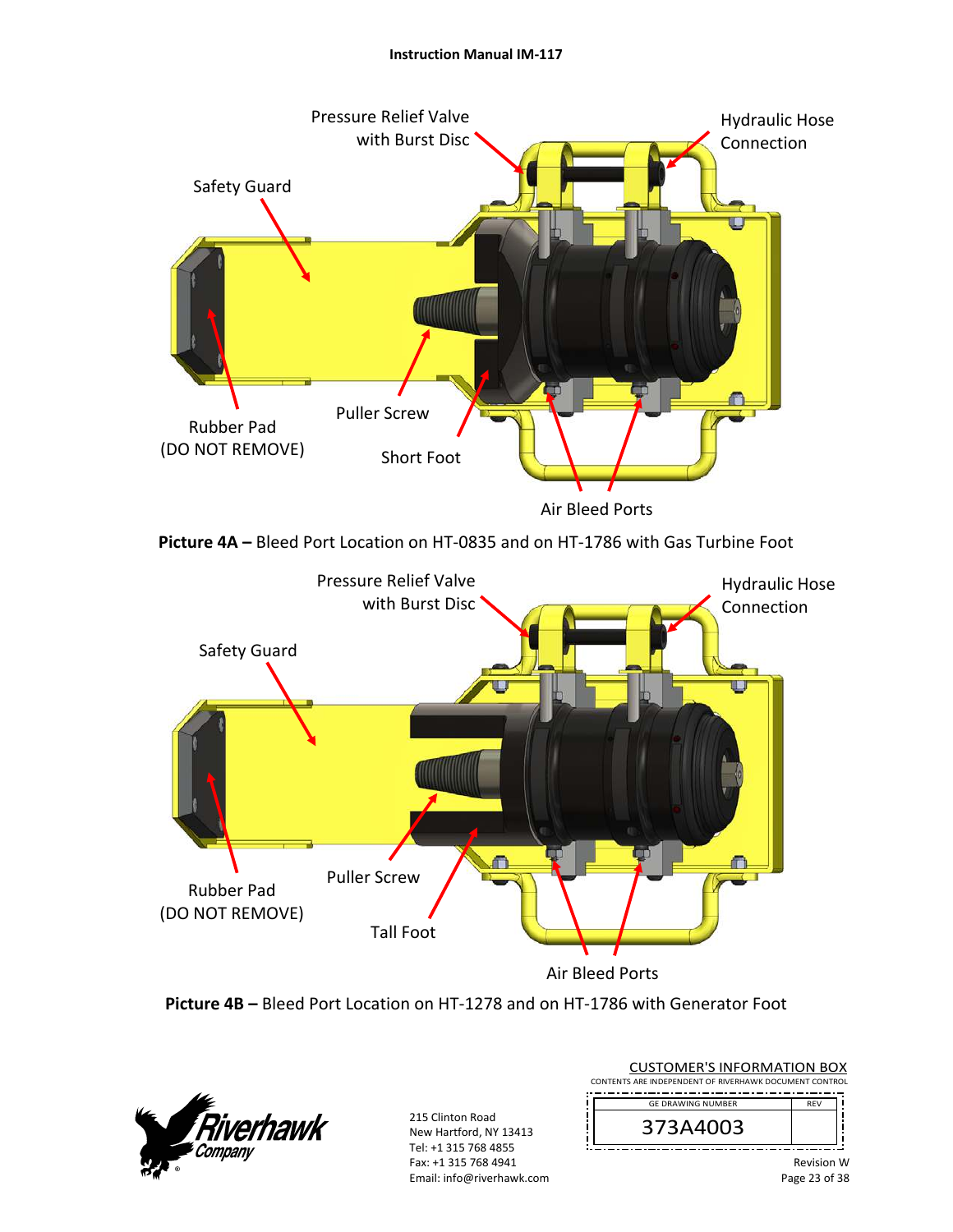Pressure Relief Valve with Burst Disc

Hydraulic Hose Connection

Safety Guard

Puller Screw

Rubber Pad (DO NOT REMOVE)

Short Foot

Air Bleed Ports

**Picture 4A –** Bleed Port Location on HT-0835 and on HT-1786 with Gas Turbine Foot

Pressure Relief Valve with Burst Disc

Hydraulic Hose Connection

Safety Guard

Puller Screw

Rubber Pad (DO NOT REMOVE)

Tall Foot

Air Bleed Ports

**Picture 4B –** Bleed Port Location on HT-1278 and on HT-1786 with Generator Foot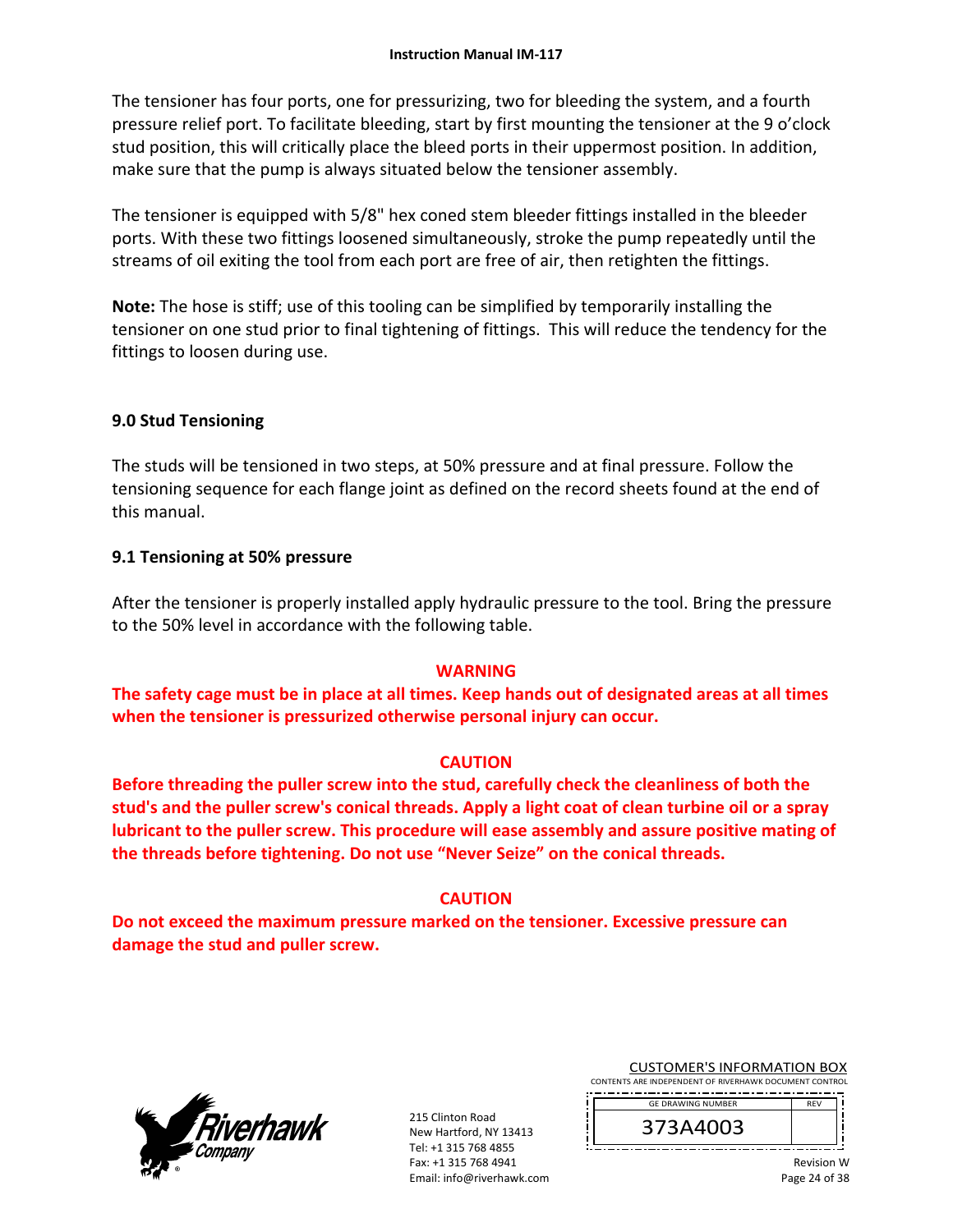The tensioner has four ports, one for pressurizing, two for bleeding the system, and a fourth pressure relief port. To facilitate bleeding, start by first mounting the tensioner at the 9 o'clock stud position, this will critically place the bleed ports in their uppermost position. In addition, make sure that the pump is always situated below the tensioner assembly.

The tensioner is equipped with 5/8" hex coned stem bleeder fittings installed in the bleeder ports. With these two fittings loosened simultaneously, stroke the pump repeatedly until the streams of oil exiting the tool from each port are free of air, then retighten the fittings.

**Note:** The hose is stiff; use of this tooling can be simplified by temporarily installing the tensioner on one stud prior to final tightening of fittings. This will reduce the tendency for the fittings to loosen during use.

## 9.0 Stud Tensioning

The studs will be tensioned in two steps, at 50% pressure and at final pressure. Follow the tensioning sequence for each flange joint as defined on the record sheets found at the end of this manual.

### 9.1 Tensioning at 50% pressure

After the tensioner is properly installed apply hydraulic pressure to the tool. Bring the pressure to the 50% level in accordance with the following table.

**WARNING**

**The safety cage must be in place at all times. Keep hands out of designated areas at all times when the tensioner is pressurized otherwise personal injury can occur.**

**CAUTION**

**Before threading the puller screw into the stud, carefully check the cleanliness of both the stud's and the puller screw's conical threads. Apply a light coat of clean turbine oil or a spray lubricant to the puller screw. This procedure will ease assembly and assure positive mating of the threads before tightening. Do not use "Never Seize" on the conical threads.**

**CAUTION**

**Do not exceed the maximum pressure marked on the tensioner. Excessive pressure can damage the stud and puller screw.**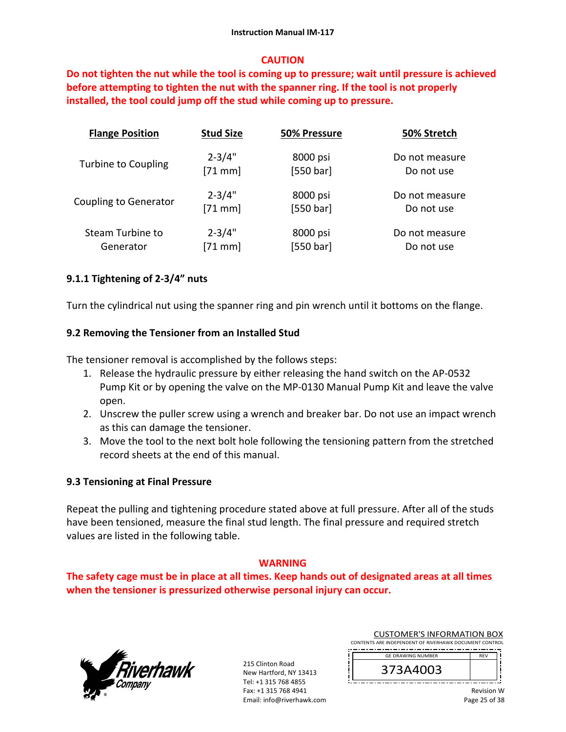**CAUTION**

**Do not tighten the nut while the tool is coming up to pressure; wait until pressure is achieved before attempting to tighten the nut with the spanner ring. If the tool is not properly installed, the tool could jump off the stud while coming up to pressure.**

| Flange Position | Stud Size | 50% Pressure | 50% Stretch |
|---|---|---|---|
| Turbine to Coupling | 2-3/4" [71 mm] | 8000 psi [550 bar] | Do not measure Do not use |
| Coupling to Generator | 2-3/4" [71 mm] | 8000 psi [550 bar] | Do not measure Do not use |
| Steam Turbine to Generator | 2-3/4" [71 mm] | 8000 psi [550 bar] | Do not measure Do not use |

### 9.1.1 Tightening of 2-3/4" nuts

Turn the cylindrical nut using the spanner ring and pin wrench until it bottoms on the flange.

## 9.2 Removing the Tensioner from an Installed Stud

The tensioner removal is accomplished by the follows steps:

1. Release the hydraulic pressure by either releasing the hand switch on the AP-0532 Pump Kit or by opening the valve on the MP-0130 Manual Pump Kit and leave the valve open.
2. Unscrew the puller screw using a wrench and breaker bar. Do not use an impact wrench as this can damage the tensioner.
3. Move the tool to the next bolt hole following the tensioning pattern from the stretched record sheets at the end of this manual.

## 9.3 Tensioning at Final Pressure

Repeat the pulling and tightening procedure stated above at full pressure. After all of the studs have been tensioned, measure the final stud length. The final pressure and required stretch values are listed in the following table.

**WARNING**

**The safety cage must be in place at all times. Keep hands out of designated areas at all times when the tensioner is pressurized otherwise personal injury can occur.**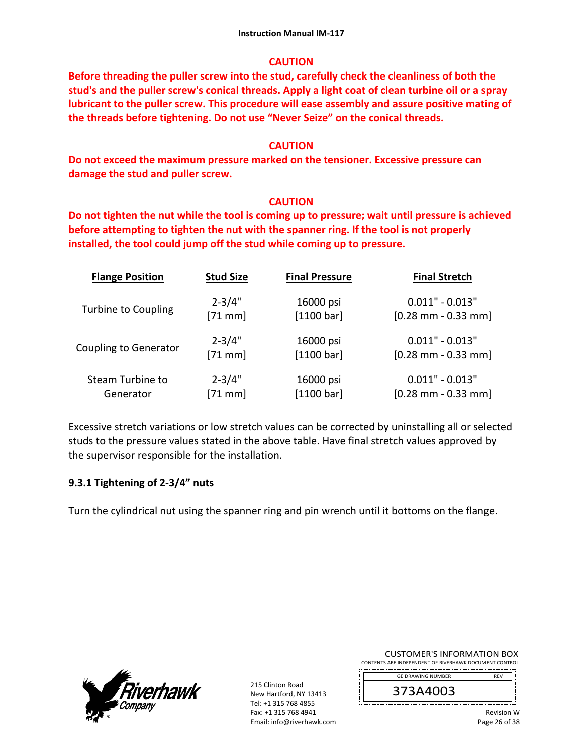**CAUTION**

**Before threading the puller screw into the stud, carefully check the cleanliness of both the stud's and the puller screw's conical threads. Apply a light coat of clean turbine oil or a spray lubricant to the puller screw. This procedure will ease assembly and assure positive mating of the threads before tightening. Do not use "Never Seize" on the conical threads.**

**CAUTION**

**Do not exceed the maximum pressure marked on the tensioner. Excessive pressure can damage the stud and puller screw.**

**CAUTION**

**Do not tighten the nut while the tool is coming up to pressure; wait until pressure is achieved before attempting to tighten the nut with the spanner ring. If the tool is not properly installed, the tool could jump off the stud while coming up to pressure.**

| Flange Position | Stud Size | Final Pressure | Final Stretch |
|---|---|---|---|
| Turbine to Coupling | 2-3/4" [71 mm] | 16000 psi [1100 bar] | 0.011" - 0.013" [0.28 mm - 0.33 mm] |
| Coupling to Generator | 2-3/4" [71 mm] | 16000 psi [1100 bar] | 0.011" - 0.013" [0.28 mm - 0.33 mm] |
| Steam Turbine to Generator | 2-3/4" [71 mm] | 16000 psi [1100 bar] | 0.011" - 0.013" [0.28 mm - 0.33 mm] |

Excessive stretch variations or low stretch values can be corrected by uninstalling all or selected studs to the pressure values stated in the above table. Have final stretch values approved by the supervisor responsible for the installation.

### 9.3.1 Tightening of 2-3/4" nuts

Turn the cylindrical nut using the spanner ring and pin wrench until it bottoms on the flange.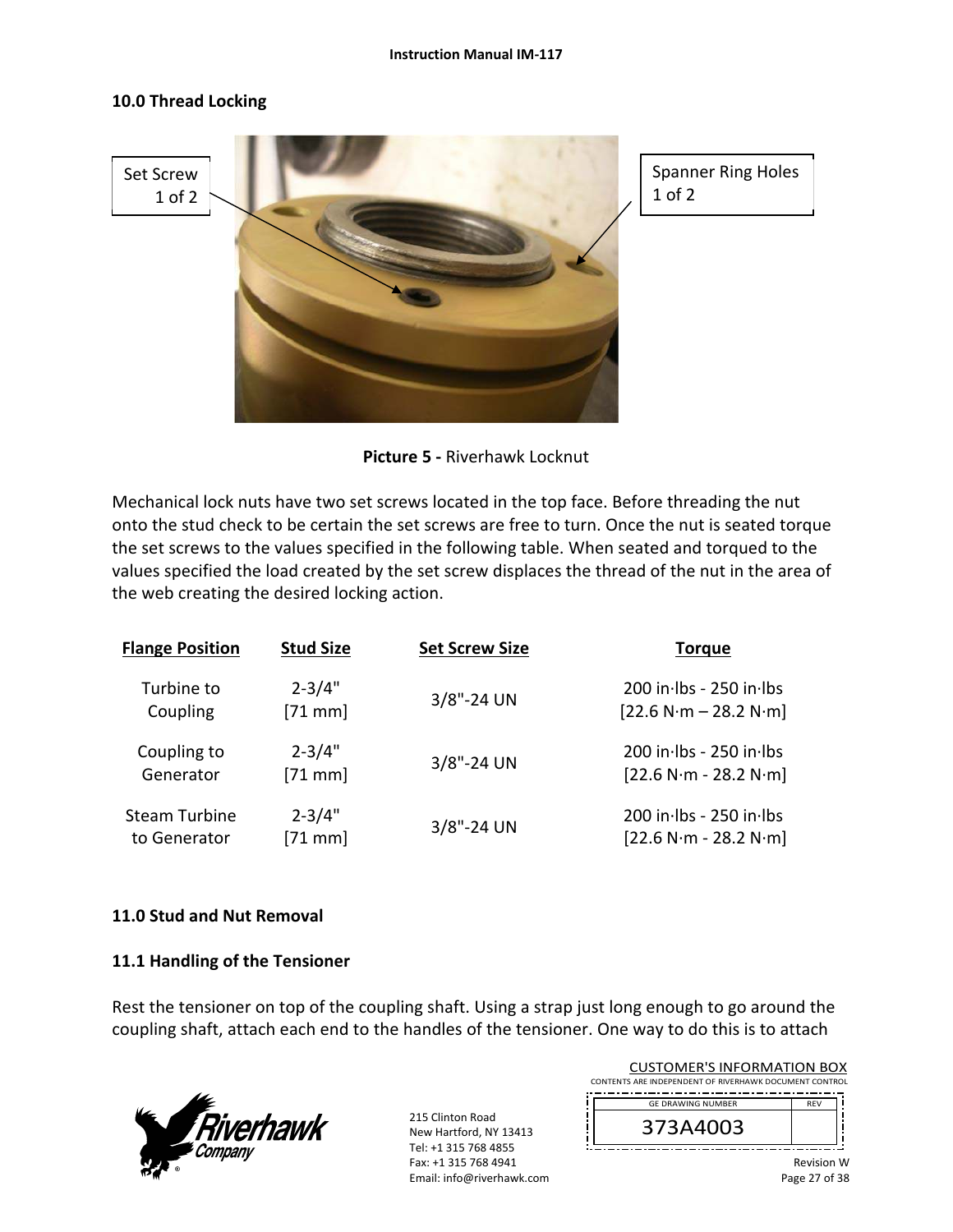## 10.0 Thread Locking

Set Screw 1 of 2

Spanner Ring Holes 1 of 2

**Picture 5 -** Riverhawk Locknut

Mechanical lock nuts have two set screws located in the top face. Before threading the nut onto the stud check to be certain the set screws are free to turn. Once the nut is seated torque the set screws to the values specified in the following table. When seated and torqued to the values specified the load created by the set screw displaces the thread of the nut in the area of the web creating the desired locking action.

| Flange Position | Stud Size | Set Screw Size | Torque |
|---|---|---|---|
| Turbine to Coupling | 2-3/4" [71 mm] | 3/8"-24 UN | 200 in·lbs - 250 in·lbs [22.6 N·m – 28.2 N·m] |
| Coupling to Generator | 2-3/4" [71 mm] | 3/8"-24 UN | 200 in·lbs - 250 in·lbs [22.6 N·m - 28.2 N·m] |
| Steam Turbine to Generator | 2-3/4" [71 mm] | 3/8"-24 UN | 200 in·lbs - 250 in·lbs [22.6 N·m - 28.2 N·m] |

## 11.0 Stud and Nut Removal

### 11.1 Handling of the Tensioner

Rest the tensioner on top of the coupling shaft. Using a strap just long enough to go around the coupling shaft, attach each end to the handles of the tensioner. One way to do this is to attach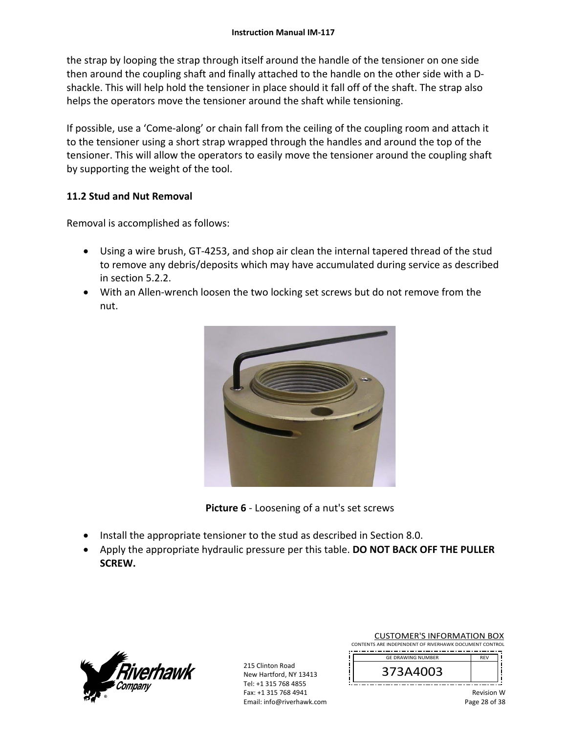the strap by looping the strap through itself around the handle of the tensioner on one side then around the coupling shaft and finally attached to the handle on the other side with a D-shackle. This will help hold the tensioner in place should it fall off of the shaft. The strap also helps the operators move the tensioner around the shaft while tensioning.

If possible, use a 'Come-along' or chain fall from the ceiling of the coupling room and attach it to the tensioner using a short strap wrapped through the handles and around the top of the tensioner. This will allow the operators to easily move the tensioner around the coupling shaft by supporting the weight of the tool.

## 11.2 Stud and Nut Removal

Removal is accomplished as follows:

- Using a wire brush, GT-4253, and shop air clean the internal tapered thread of the stud to remove any debris/deposits which may have accumulated during service as described in section 5.2.2.
- With an Allen-wrench loosen the two locking set screws but do not remove from the nut.

**Picture 6** - Loosening of a nut's set screws

- Install the appropriate tensioner to the stud as described in Section 8.0.
- Apply the appropriate hydraulic pressure per this table. **DO NOT BACK OFF THE PULLER SCREW.**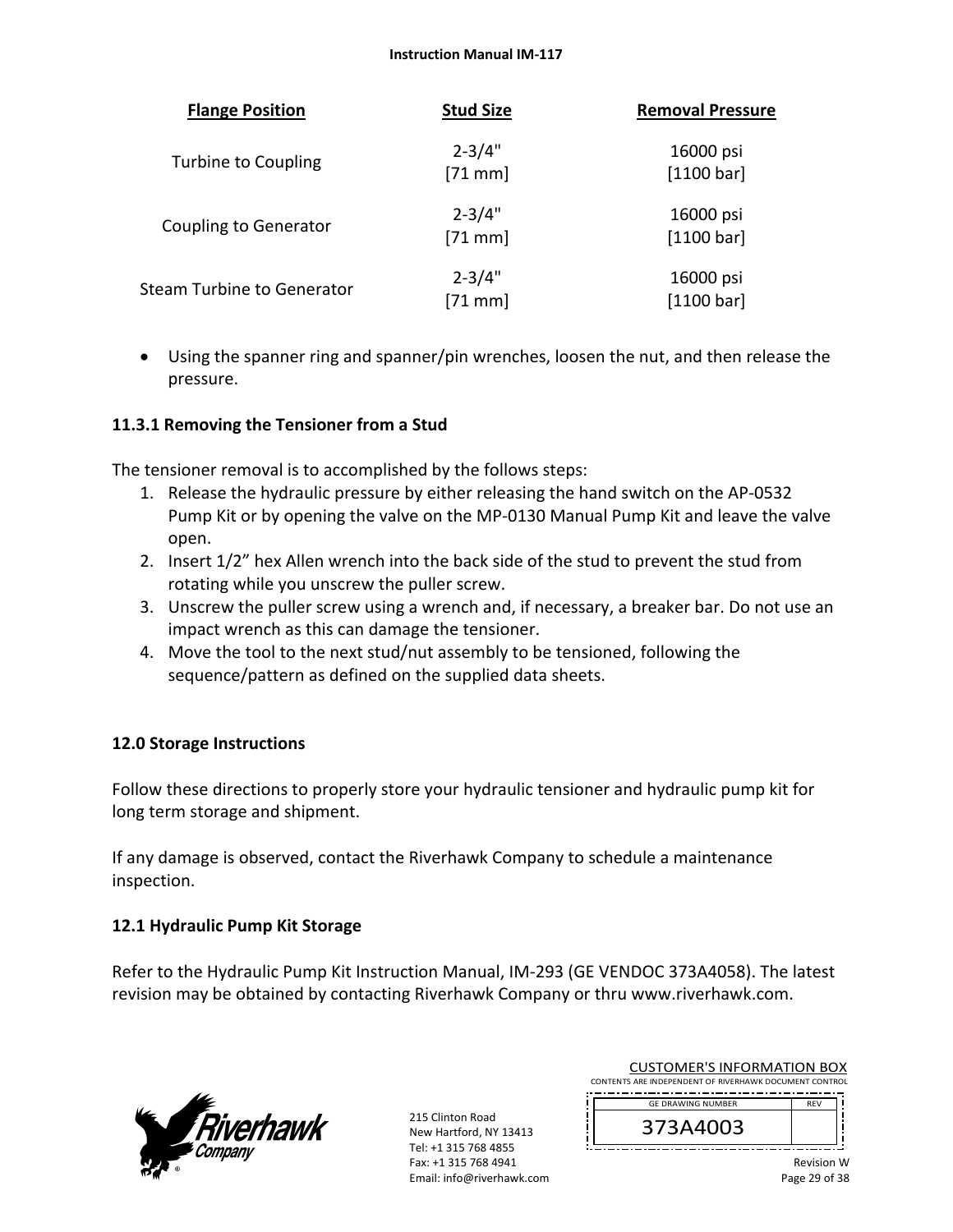| Flange Position | Stud Size | Removal Pressure |
|---|---|---|
| Turbine to Coupling | 2-3/4" [71 mm] | 16000 psi [1100 bar] |
| Coupling to Generator | 2-3/4" [71 mm] | 16000 psi [1100 bar] |
| Steam Turbine to Generator | 2-3/4" [71 mm] | 16000 psi [1100 bar] |

- Using the spanner ring and spanner/pin wrenches, loosen the nut, and then release the pressure.

### 11.3.1 Removing the Tensioner from a Stud

The tensioner removal is to accomplished by the follows steps:

1. Release the hydraulic pressure by either releasing the hand switch on the AP-0532 Pump Kit or by opening the valve on the MP-0130 Manual Pump Kit and leave the valve open.
2. Insert 1/2" hex Allen wrench into the back side of the stud to prevent the stud from rotating while you unscrew the puller screw.
3. Unscrew the puller screw using a wrench and, if necessary, a breaker bar. Do not use an impact wrench as this can damage the tensioner.
4. Move the tool to the next stud/nut assembly to be tensioned, following the sequence/pattern as defined on the supplied data sheets.

## 12.0 Storage Instructions

Follow these directions to properly store your hydraulic tensioner and hydraulic pump kit for long term storage and shipment.

If any damage is observed, contact the Riverhawk Company to schedule a maintenance inspection.

### 12.1 Hydraulic Pump Kit Storage

Refer to the Hydraulic Pump Kit Instruction Manual, IM-293 (GE VENDOC 373A4058). The latest revision may be obtained by contacting Riverhawk Company or thru www.riverhawk.com.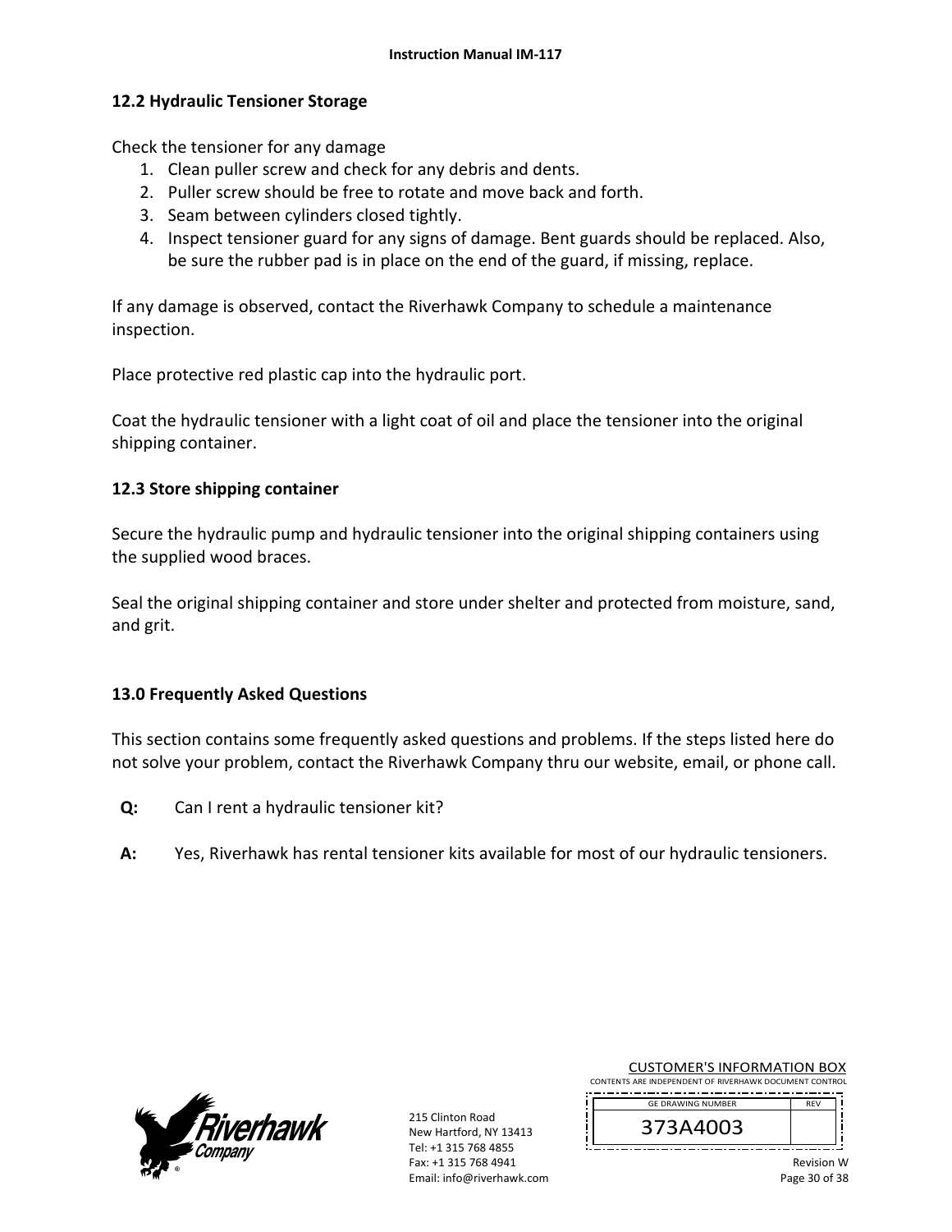## 12.2 Hydraulic Tensioner Storage

Check the tensioner for any damage

1. Clean puller screw and check for any debris and dents.
2. Puller screw should be free to rotate and move back and forth.
3. Seam between cylinders closed tightly.
4. Inspect tensioner guard for any signs of damage. Bent guards should be replaced. Also, be sure the rubber pad is in place on the end of the guard, if missing, replace.

If any damage is observed, contact the Riverhawk Company to schedule a maintenance inspection.

Place protective red plastic cap into the hydraulic port.

Coat the hydraulic tensioner with a light coat of oil and place the tensioner into the original shipping container.

## 12.3 Store shipping container

Secure the hydraulic pump and hydraulic tensioner into the original shipping containers using the supplied wood braces.

Seal the original shipping container and store under shelter and protected from moisture, sand, and grit.

# 13.0 Frequently Asked Questions

This section contains some frequently asked questions and problems. If the steps listed here do not solve your problem, contact the Riverhawk Company thru our website, email, or phone call.

**Q:** Can I rent a hydraulic tensioner kit?

**A:** Yes, Riverhawk has rental tensioner kits available for most of our hydraulic tensioners.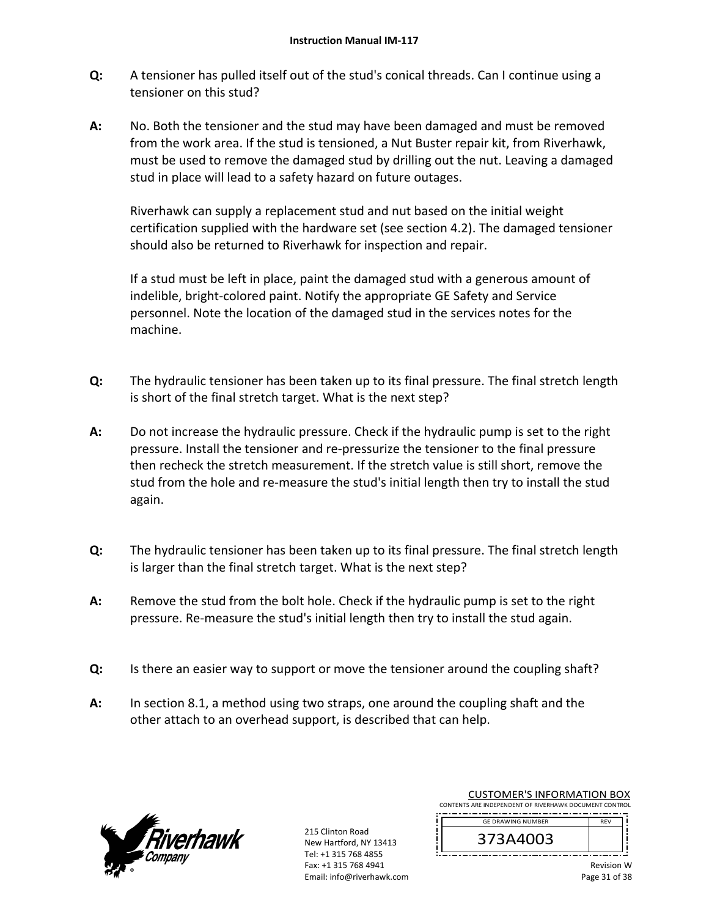**Q:** A tensioner has pulled itself out of the stud's conical threads. Can I continue using a tensioner on this stud?

**A:** No. Both the tensioner and the stud may have been damaged and must be removed from the work area. If the stud is tensioned, a Nut Buster repair kit, from Riverhawk, must be used to remove the damaged stud by drilling out the nut. Leaving a damaged stud in place will lead to a safety hazard on future outages.

Riverhawk can supply a replacement stud and nut based on the initial weight certification supplied with the hardware set (see section 4.2). The damaged tensioner should also be returned to Riverhawk for inspection and repair.

If a stud must be left in place, paint the damaged stud with a generous amount of indelible, bright-colored paint. Notify the appropriate GE Safety and Service personnel. Note the location of the damaged stud in the services notes for the machine.

**Q:** The hydraulic tensioner has been taken up to its final pressure. The final stretch length is short of the final stretch target. What is the next step?

**A:** Do not increase the hydraulic pressure. Check if the hydraulic pump is set to the right pressure. Install the tensioner and re-pressurize the tensioner to the final pressure then recheck the stretch measurement. If the stretch value is still short, remove the stud from the hole and re-measure the stud's initial length then try to install the stud again.

**Q:** The hydraulic tensioner has been taken up to its final pressure. The final stretch length is larger than the final stretch target. What is the next step?

**A:** Remove the stud from the bolt hole. Check if the hydraulic pump is set to the right pressure. Re-measure the stud's initial length then try to install the stud again.

**Q:** Is there an easier way to support or move the tensioner around the coupling shaft?

**A:** In section 8.1, a method using two straps, one around the coupling shaft and the other attach to an overhead support, is described that can help.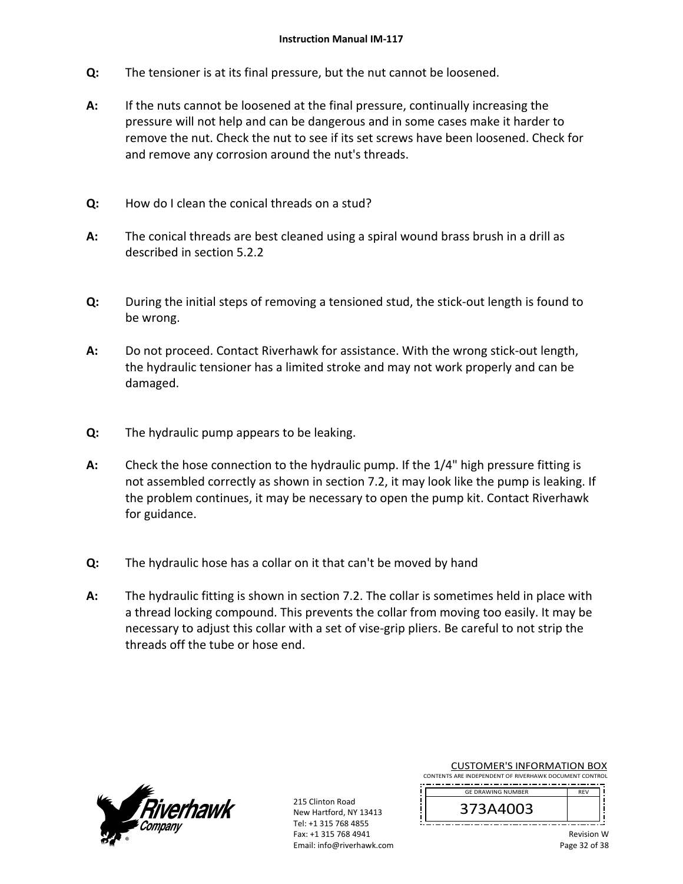**Q:** The tensioner is at its final pressure, but the nut cannot be loosened.

**A:** If the nuts cannot be loosened at the final pressure, continually increasing the pressure will not help and can be dangerous and in some cases make it harder to remove the nut. Check the nut to see if its set screws have been loosened. Check for and remove any corrosion around the nut's threads.

**Q:** How do I clean the conical threads on a stud?

**A:** The conical threads are best cleaned using a spiral wound brass brush in a drill as described in section 5.2.2

**Q:** During the initial steps of removing a tensioned stud, the stick-out length is found to be wrong.

**A:** Do not proceed. Contact Riverhawk for assistance. With the wrong stick-out length, the hydraulic tensioner has a limited stroke and may not work properly and can be damaged.

**Q:** The hydraulic pump appears to be leaking.

**A:** Check the hose connection to the hydraulic pump. If the 1/4" high pressure fitting is not assembled correctly as shown in section 7.2, it may look like the pump is leaking. If the problem continues, it may be necessary to open the pump kit. Contact Riverhawk for guidance.

**Q:** The hydraulic hose has a collar on it that can't be moved by hand

**A:** The hydraulic fitting is shown in section 7.2. The collar is sometimes held in place with a thread locking compound. This prevents the collar from moving too easily. It may be necessary to adjust this collar with a set of vise-grip pliers. Be careful to not strip the threads off the tube or hose end.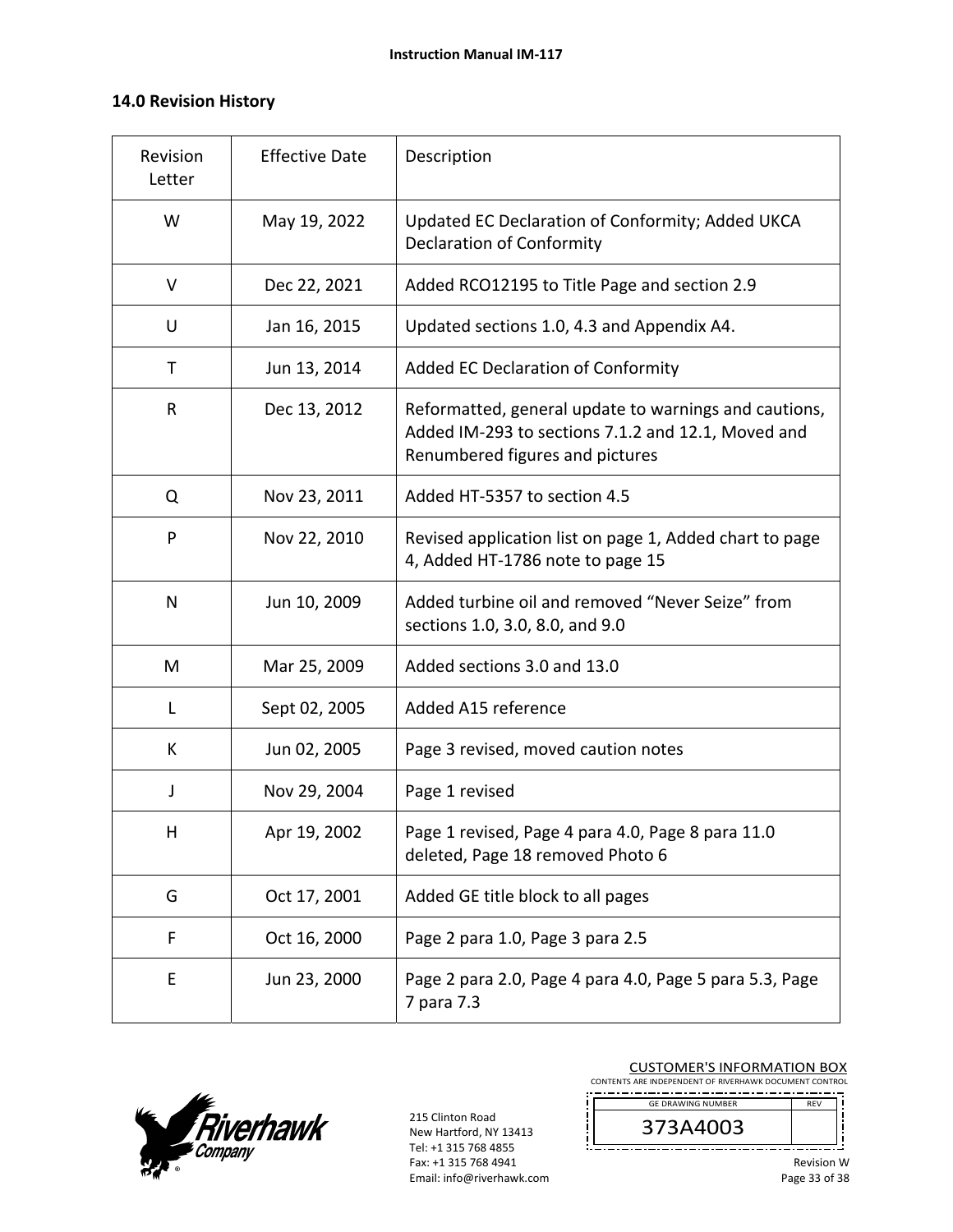## 14.0 Revision History

| Revision Letter | Effective Date | Description |
|---|---|---|
| W | May 19, 2022 | Updated EC Declaration of Conformity; Added UKCA Declaration of Conformity |
| V | Dec 22, 2021 | Added RCO12195 to Title Page and section 2.9 |
| U | Jan 16, 2015 | Updated sections 1.0, 4.3 and Appendix A4. |
| T | Jun 13, 2014 | Added EC Declaration of Conformity |
| R | Dec 13, 2012 | Reformatted, general update to warnings and cautions, Added IM-293 to sections 7.1.2 and 12.1, Moved and Renumbered figures and pictures |
| Q | Nov 23, 2011 | Added HT-5357 to section 4.5 |
| P | Nov 22, 2010 | Revised application list on page 1, Added chart to page 4, Added HT-1786 note to page 15 |
| N | Jun 10, 2009 | Added turbine oil and removed “Never Seize” from sections 1.0, 3.0, 8.0, and 9.0 |
| M | Mar 25, 2009 | Added sections 3.0 and 13.0 |
| L | Sept 02, 2005 | Added A15 reference |
| K | Jun 02, 2005 | Page 3 revised, moved caution notes |
| J | Nov 29, 2004 | Page 1 revised |
| H | Apr 19, 2002 | Page 1 revised, Page 4 para 4.0, Page 8 para 11.0 deleted, Page 18 removed Photo 6 |
| G | Oct 17, 2001 | Added GE title block to all pages |
| F | Oct 16, 2000 | Page 2 para 1.0, Page 3 para 2.5 |
| E | Jun 23, 2000 | Page 2 para 2.0, Page 4 para 4.0, Page 5 para 5.3, Page 7 para 7.3 |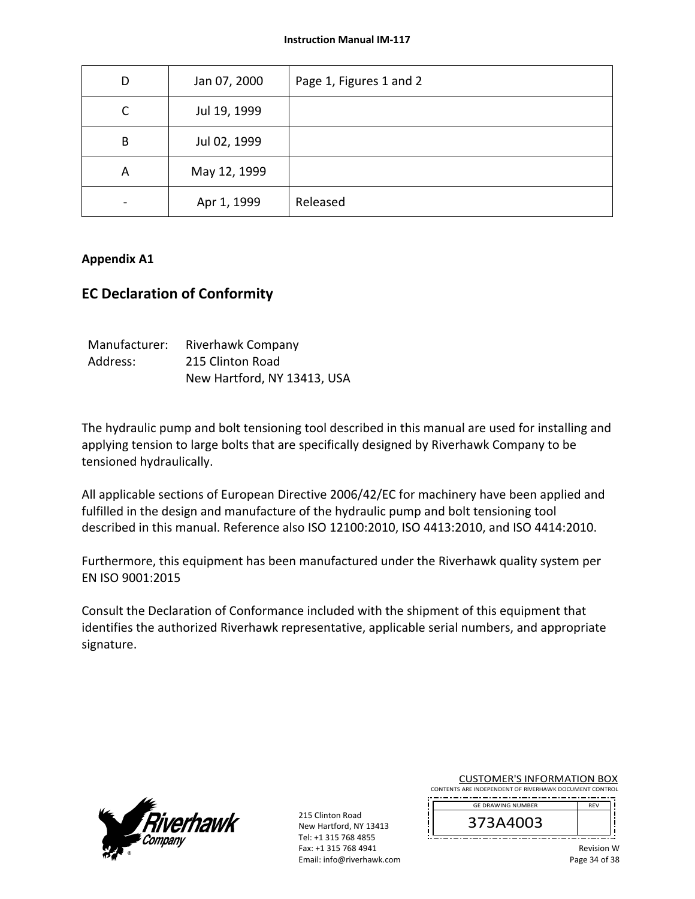| D | Jan 07, 2000 | Page 1, Figures 1 and 2 |
|---|---|---|
| C | Jul 19, 1999 | |
| B | Jul 02, 1999 | |
| A | May 12, 1999 | |
| - | Apr 1, 1999 | Released |

**Appendix A1**

## EC Declaration of Conformity

Manufacturer: Riverhawk Company
Address: 215 Clinton Road
New Hartford, NY 13413, USA

The hydraulic pump and bolt tensioning tool described in this manual are used for installing and applying tension to large bolts that are specifically designed by Riverhawk Company to be tensioned hydraulically.

All applicable sections of European Directive 2006/42/EC for machinery have been applied and fulfilled in the design and manufacture of the hydraulic pump and bolt tensioning tool described in this manual. Reference also ISO 12100:2010, ISO 4413:2010, and ISO 4414:2010.

Furthermore, this equipment has been manufactured under the Riverhawk quality system per EN ISO 9001:2015

Consult the Declaration of Conformance included with the shipment of this equipment that identifies the authorized Riverhawk representative, applicable serial numbers, and appropriate signature.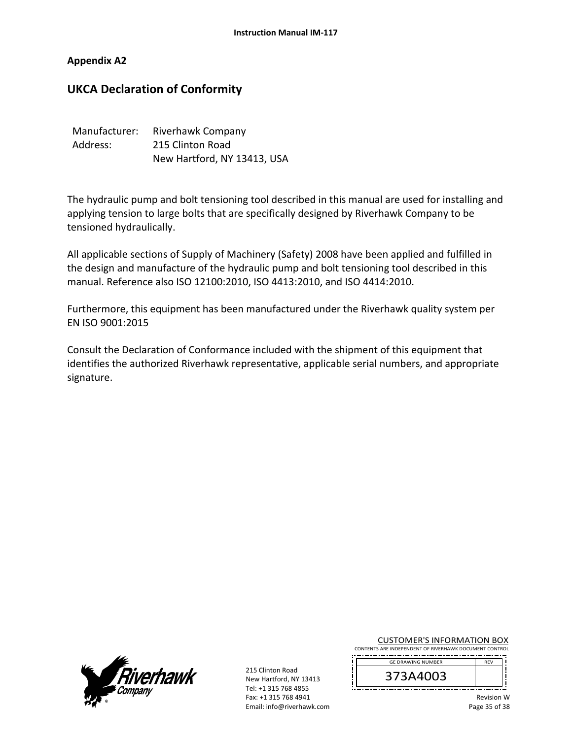## Appendix A2

# UKCA Declaration of Conformity

Manufacturer: Riverhawk Company
Address: 215 Clinton Road
New Hartford, NY 13413, USA

The hydraulic pump and bolt tensioning tool described in this manual are used for installing and applying tension to large bolts that are specifically designed by Riverhawk Company to be tensioned hydraulically.

All applicable sections of Supply of Machinery (Safety) 2008 have been applied and fulfilled in the design and manufacture of the hydraulic pump and bolt tensioning tool described in this manual. Reference also ISO 12100:2010, ISO 4413:2010, and ISO 4414:2010.

Furthermore, this equipment has been manufactured under the Riverhawk quality system per EN ISO 9001:2015

Consult the Declaration of Conformance included with the shipment of this equipment that identifies the authorized Riverhawk representative, applicable serial numbers, and appropriate signature.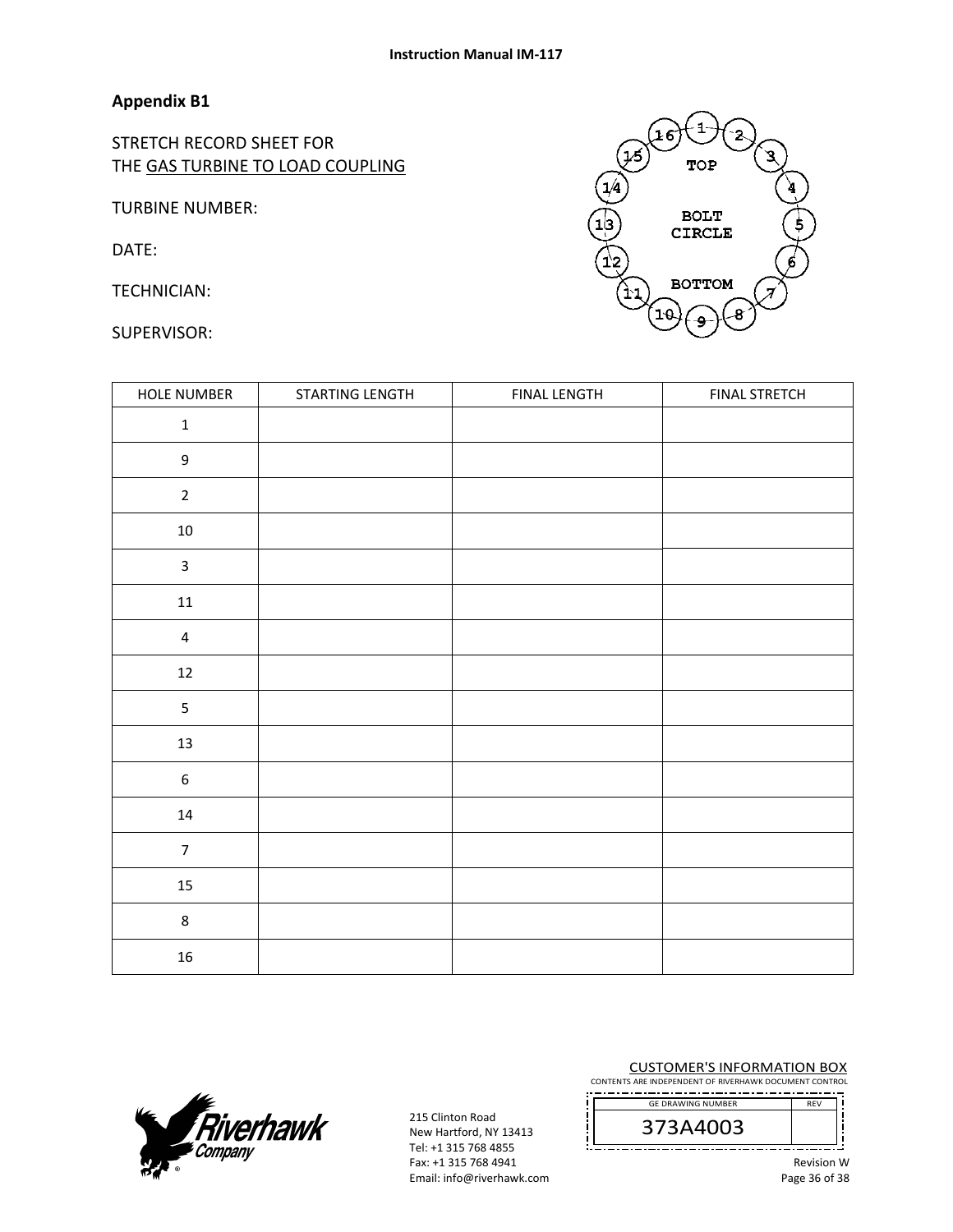## Appendix B1

STRETCH RECORD SHEET FOR
THE GAS TURBINE TO LOAD COUPLING

TURBINE NUMBER:

DATE:

TECHNICIAN:

SUPERVISOR:

| HOLE NUMBER | STARTING LENGTH | FINAL LENGTH | FINAL STRETCH |
|---|---|---|---|
| 1 | | | |
| 9 | | | |
| 2 | | | |
| 10 | | | |
| 3 | | | |
| 11 | | | |
| 4 | | | |
| 12 | | | |
| 5 | | | |
| 13 | | | |
| 6 | | | |
| 14 | | | |
| 7 | | | |
| 15 | | | |
| 8 | | | |
| 16 | | | |

215 Clinton Road
New Hartford, NY 13413
Tel: +1 315 768 4855
Fax: +1 315 768 4941
Email: info@riverhawk.com

CUSTOMER'S INFORMATION BOX
CONTENTS ARE INDEPENDENT OF RIVERHAWK DOCUMENT CONTROL

| GE DRAWING NUMBER | REV |
|---|---|
| 373A4003 | |

Revision W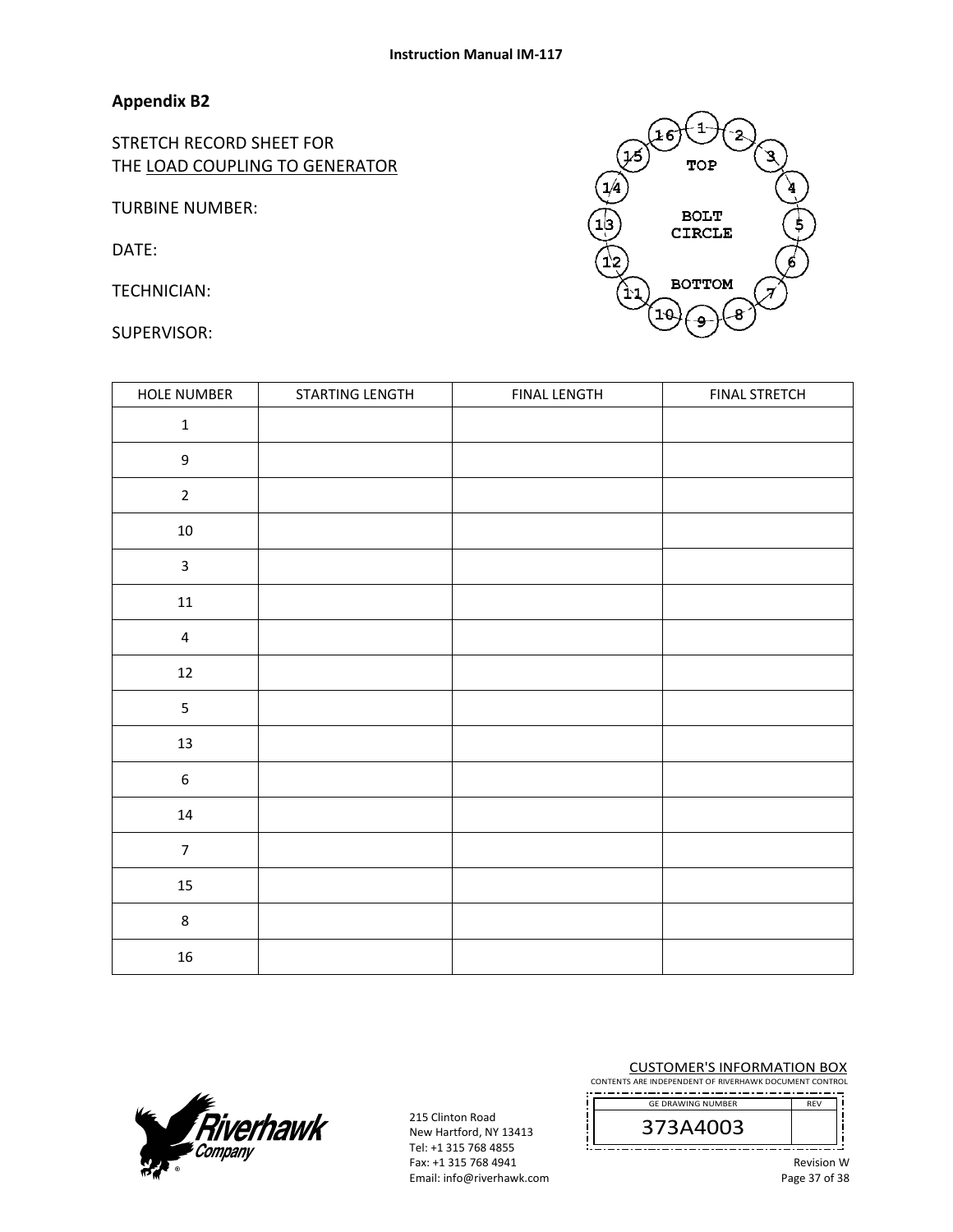## Appendix B2

STRETCH RECORD SHEET FOR
THE LOAD COUPLING TO GENERATOR

TURBINE NUMBER:

DATE:

TECHNICIAN:

SUPERVISOR:

| HOLE NUMBER | STARTING LENGTH | FINAL LENGTH | FINAL STRETCH |
|---|---|---|---|
| 1 | | | |
| 9 | | | |
| 2 | | | |
| 10 | | | |
| 3 | | | |
| 11 | | | |
| 4 | | | |
| 12 | | | |
| 5 | | | |
| 13 | | | |
| 6 | | | |
| 14 | | | |
| 7 | | | |
| 15 | | | |
| 8 | | | |
| 16 | | | |

215 Clinton Road
New Hartford, NY 13413
Tel: +1 315 768 4855
Fax: +1 315 768 4941
Email: info@riverhawk.com

CUSTOMER'S INFORMATION BOX
CONTENTS ARE INDEPENDENT OF RIVERHAWK DOCUMENT CONTROL

| GE DRAWING NUMBER | REV |
|---|---|
| 373A4003 | |

Revision W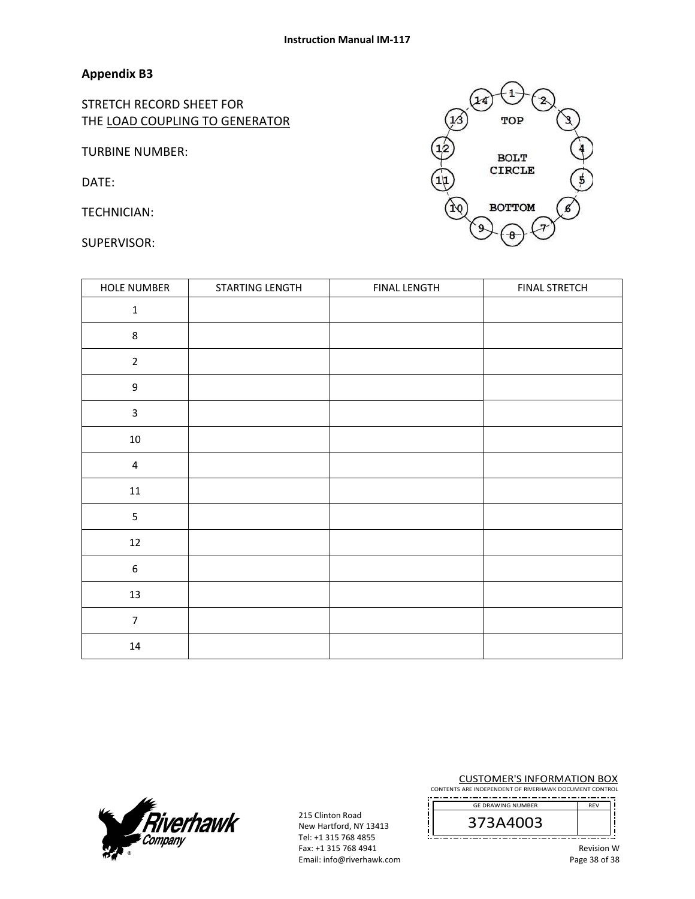## Appendix B3

STRETCH RECORD SHEET FOR
THE LOAD COUPLING TO GENERATOR

TURBINE NUMBER:

DATE:

TECHNICIAN:

SUPERVISOR:

1 2 3 4 5 6 7 8 9 10 11 12 13 14
TOP
BOLT CIRCLE
BOTTOM

| HOLE NUMBER | STARTING LENGTH | FINAL LENGTH | FINAL STRETCH |
|---|---|---|---|
| 1 | | | |
| 8 | | | |
| 2 | | | |
| 9 | | | |
| 3 | | | |
| 10 | | | |
| 4 | | | |
| 11 | | | |
| 5 | | | |
| 12 | | | |
| 6 | | | |
| 13 | | | |
| 7 | | | |
| 14 | | | |

Riverhawk Company

215 Clinton Road
New Hartford, NY 13413
Tel: +1 315 768 4855
Fax: +1 315 768 4941
Email: info@riverhawk.com

CUSTOMER'S INFORMATION BOX
CONTENTS ARE INDEPENDENT OF RIVERHAWK DOCUMENT CONTROL

| GE DRAWING NUMBER | REV |
|---|---|
| 373A4003 | |

Revision W